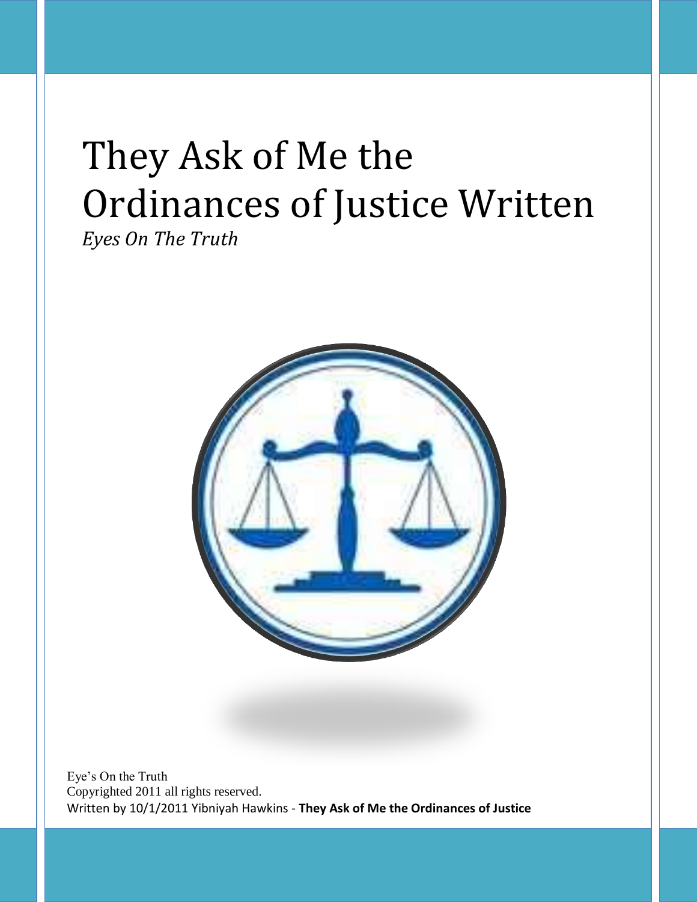# They Ask of Me the Ordinances of Justice Written

*Eyes On The Truth*

Eye's On the Truth
Copyrighted 2011 all rights reserved.
Written by 10/1/2011 Yibniyah Hawkins - **They Ask of Me the Ordinances of Justice**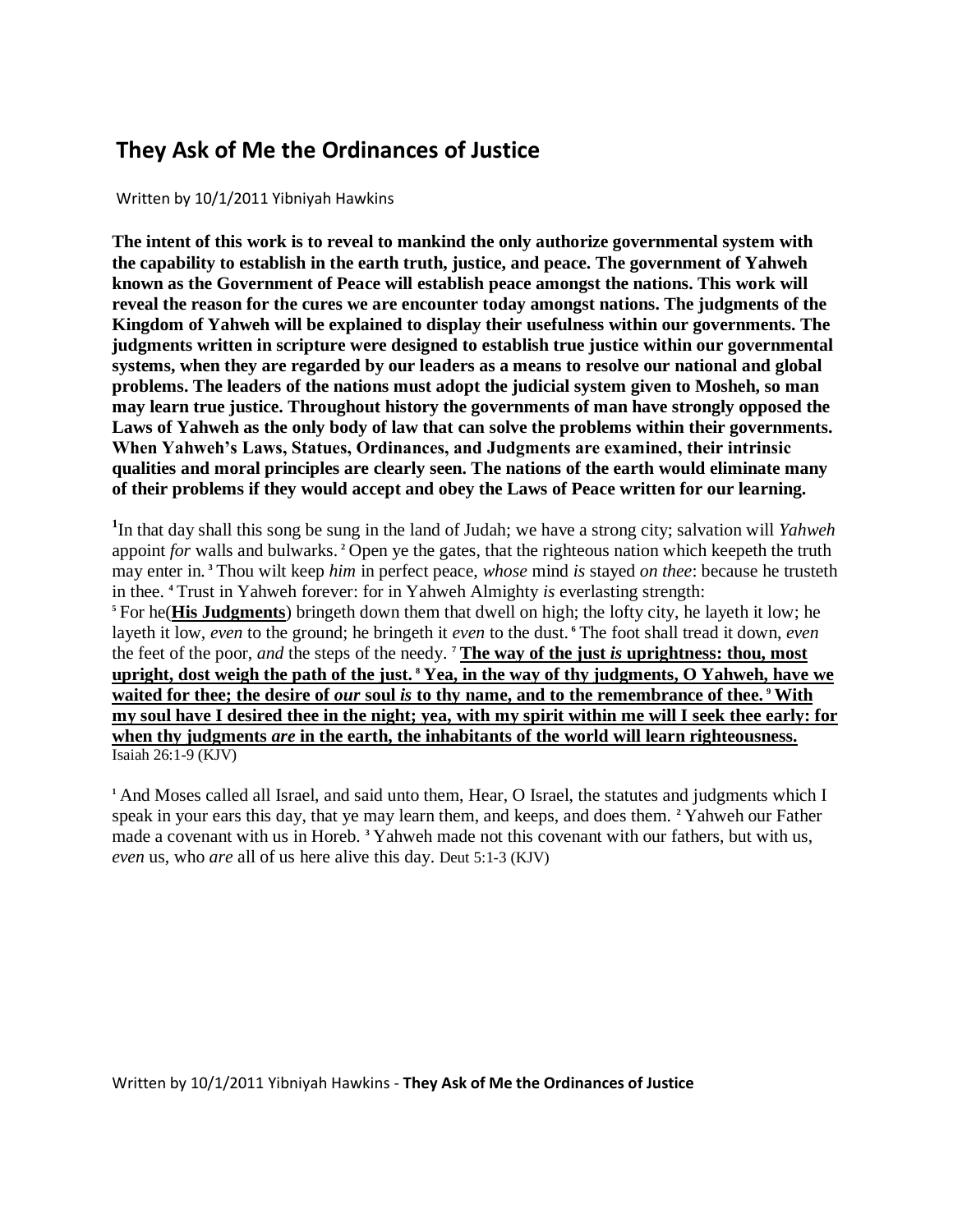## They Ask of Me the Ordinances of Justice

Written by 10/1/2011 Yibniyah Hawkins

**The intent of this work is to reveal to mankind the only authorize governmental system with the capability to establish in the earth truth, justice, and peace. The government of Yahweh known as the Government of Peace will establish peace amongst the nations. This work will reveal the reason for the cures we are encounter today amongst nations. The judgments of the Kingdom of Yahweh will be explained to display their usefulness within our governments. The judgments written in scripture were designed to establish true justice within our governmental systems, when they are regarded by our leaders as a means to resolve our national and global problems. The leaders of the nations must adopt the judicial system given to Mosheh, so man may learn true justice. Throughout history the governments of man have strongly opposed the Laws of Yahweh as the only body of law that can solve the problems within their governments. When Yahweh's Laws, Statues, Ordinances, and Judgments are examined, their intrinsic qualities and moral principles are clearly seen. The nations of the earth would eliminate many of their problems if they would accept and obey the Laws of Peace written for our learning.**

[1]In that day shall this song be sung in the land of Judah; we have a strong city; salvation will *Yahweh* appoint *for* walls and bulwarks. [2] Open ye the gates, that the righteous nation which keepeth the truth may enter in. [3] Thou wilt keep *him* in perfect peace, *whose* mind *is* stayed *on thee*: because he trusteth in thee. [4] Trust in Yahweh forever: for in Yahweh Almighty *is* everlasting strength: [5] For he(**His Judgments**) bringeth down them that dwell on high; the lofty city, he layeth it low; he layeth it low, *even* to the ground; he bringeth it *even* to the dust. [6] The foot shall tread it down, *even* the feet of the poor, *and* the steps of the needy. [7] **The way of the just *is* uprightness: thou, most upright, dost weigh the path of the just. [8] Yea, in the way of thy judgments, O Yahweh, have we waited for thee; the desire of *our* soul *is* to thy name, and to the remembrance of thee. [9] With my soul have I desired thee in the night; yea, with my spirit within me will I seek thee early: for when thy judgments *are* in the earth, the inhabitants of the world will learn righteousness.**
Isaiah 26:1-9 (KJV)

[1] And Moses called all Israel, and said unto them, Hear, O Israel, the statutes and judgments which I speak in your ears this day, that ye may learn them, and keeps, and does them. [2] Yahweh our Father made a covenant with us in Horeb. [3] Yahweh made not this covenant with our fathers, but with us, *even* us, who *are* all of us here alive this day. Deut 5:1-3 (KJV)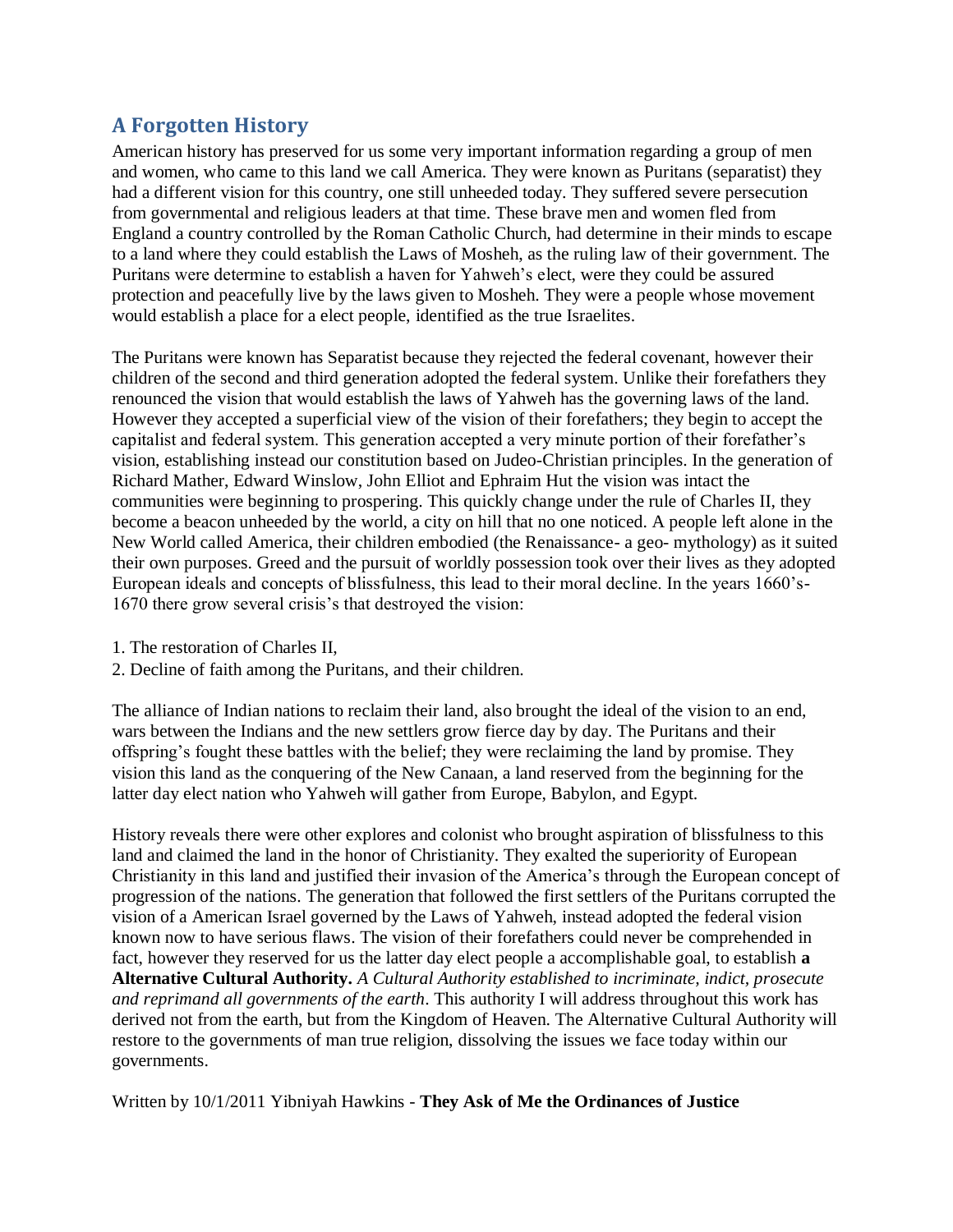## A Forgotten History

American history has preserved for us some very important information regarding a group of men and women, who came to this land we call America. They were known as Puritans (separatist) they had a different vision for this country, one still unheeded today. They suffered severe persecution from governmental and religious leaders at that time. These brave men and women fled from England a country controlled by the Roman Catholic Church, had determine in their minds to escape to a land where they could establish the Laws of Mosheh, as the ruling law of their government. The Puritans were determine to establish a haven for Yahweh's elect, were they could be assured protection and peacefully live by the laws given to Mosheh. They were a people whose movement would establish a place for a elect people, identified as the true Israelites.

The Puritans were known has Separatist because they rejected the federal covenant, however their children of the second and third generation adopted the federal system. Unlike their forefathers they renounced the vision that would establish the laws of Yahweh has the governing laws of the land. However they accepted a superficial view of the vision of their forefathers; they begin to accept the capitalist and federal system. This generation accepted a very minute portion of their forefather's vision, establishing instead our constitution based on Judeo-Christian principles. In the generation of Richard Mather, Edward Winslow, John Elliot and Ephraim Hut the vision was intact the communities were beginning to prospering. This quickly change under the rule of Charles II, they become a beacon unheeded by the world, a city on hill that no one noticed. A people left alone in the New World called America, their children embodied (the Renaissance- a geo- mythology) as it suited their own purposes. Greed and the pursuit of worldly possession took over their lives as they adopted European ideals and concepts of blissfulness, this lead to their moral decline. In the years 1660's-1670 there grow several crisis's that destroyed the vision:

1. The restoration of Charles II,
2. Decline of faith among the Puritans, and their children.

The alliance of Indian nations to reclaim their land, also brought the ideal of the vision to an end, wars between the Indians and the new settlers grow fierce day by day. The Puritans and their offspring's fought these battles with the belief; they were reclaiming the land by promise. They vision this land as the conquering of the New Canaan, a land reserved from the beginning for the latter day elect nation who Yahweh will gather from Europe, Babylon, and Egypt.

History reveals there were other explores and colonist who brought aspiration of blissfulness to this land and claimed the land in the honor of Christianity. They exalted the superiority of European Christianity in this land and justified their invasion of the America's through the European concept of progression of the nations. The generation that followed the first settlers of the Puritans corrupted the vision of a American Israel governed by the Laws of Yahweh, instead adopted the federal vision known now to have serious flaws. The vision of their forefathers could never be comprehended in fact, however they reserved for us the latter day elect people a accomplishable goal, to establish **a Alternative Cultural Authority.** *A Cultural Authority established to incriminate, indict, prosecute and reprimand all governments of the earth*. This authority I will address throughout this work has derived not from the earth, but from the Kingdom of Heaven. The Alternative Cultural Authority will restore to the governments of man true religion, dissolving the issues we face today within our governments.

Written by 10/1/2011 Yibniyah Hawkins - **They Ask of Me the Ordinances of Justice**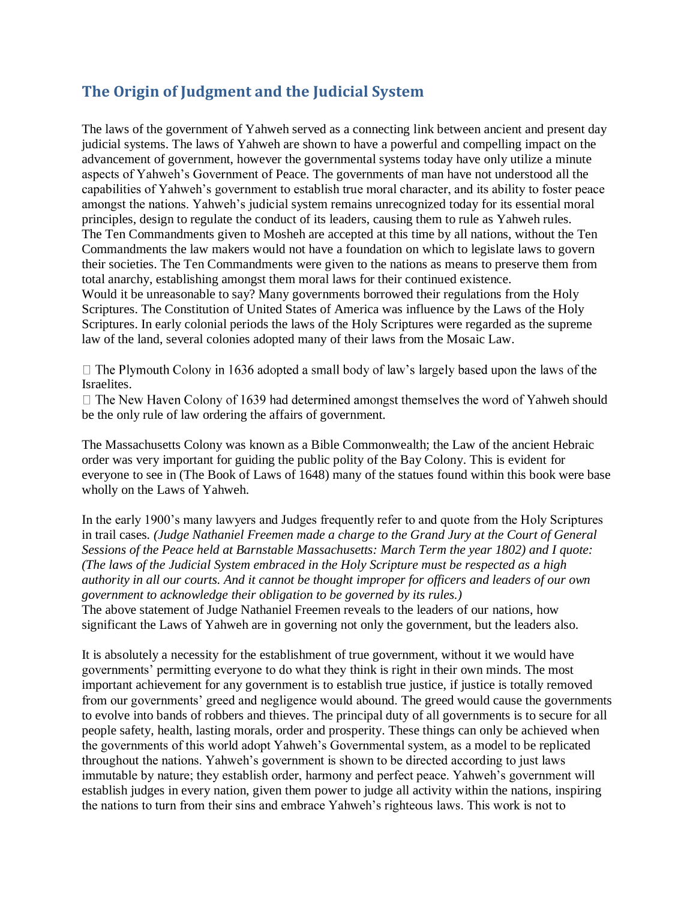## The Origin of Judgment and the Judicial System

The laws of the government of Yahweh served as a connecting link between ancient and present day judicial systems. The laws of Yahweh are shown to have a powerful and compelling impact on the advancement of government, however the governmental systems today have only utilize a minute aspects of Yahweh's Government of Peace. The governments of man have not understood all the capabilities of Yahweh's government to establish true moral character, and its ability to foster peace amongst the nations. Yahweh's judicial system remains unrecognized today for its essential moral principles, design to regulate the conduct of its leaders, causing them to rule as Yahweh rules.
The Ten Commandments given to Mosheh are accepted at this time by all nations, without the Ten Commandments the law makers would not have a foundation on which to legislate laws to govern their societies. The Ten Commandments were given to the nations as means to preserve them from total anarchy, establishing amongst them moral laws for their continued existence.
Would it be unreasonable to say? Many governments borrowed their regulations from the Holy Scriptures. The Constitution of United States of America was influence by the Laws of the Holy Scriptures. In early colonial periods the laws of the Holy Scriptures were regarded as the supreme law of the land, several colonies adopted many of their laws from the Mosaic Law.

- The Plymouth Colony in 1636 adopted a small body of law's largely based upon the laws of the Israelites.
- The New Haven Colony of 1639 had determined amongst themselves the word of Yahweh should be the only rule of law ordering the affairs of government.

The Massachusetts Colony was known as a Bible Commonwealth; the Law of the ancient Hebraic order was very important for guiding the public polity of the Bay Colony. This is evident for everyone to see in (The Book of Laws of 1648) many of the statues found within this book were base wholly on the Laws of Yahweh.

In the early 1900's many lawyers and Judges frequently refer to and quote from the Holy Scriptures in trail cases. *(Judge Nathaniel Freemen made a charge to the Grand Jury at the Court of General Sessions of the Peace held at Barnstable Massachusetts: March Term the year 1802) and I quote: (The laws of the Judicial System embraced in the Holy Scripture must be respected as a high authority in all our courts. And it cannot be thought improper for officers and leaders of our own government to acknowledge their obligation to be governed by its rules.)*
The above statement of Judge Nathaniel Freemen reveals to the leaders of our nations, how significant the Laws of Yahweh are in governing not only the government, but the leaders also.

It is absolutely a necessity for the establishment of true government, without it we would have governments' permitting everyone to do what they think is right in their own minds. The most important achievement for any government is to establish true justice, if justice is totally removed from our governments' greed and negligence would abound. The greed would cause the governments to evolve into bands of robbers and thieves. The principal duty of all governments is to secure for all people safety, health, lasting morals, order and prosperity. These things can only be achieved when the governments of this world adopt Yahweh's Governmental system, as a model to be replicated throughout the nations. Yahweh's government is shown to be directed according to just laws immutable by nature; they establish order, harmony and perfect peace. Yahweh's government will establish judges in every nation, given them power to judge all activity within the nations, inspiring the nations to turn from their sins and embrace Yahweh's righteous laws. This work is not to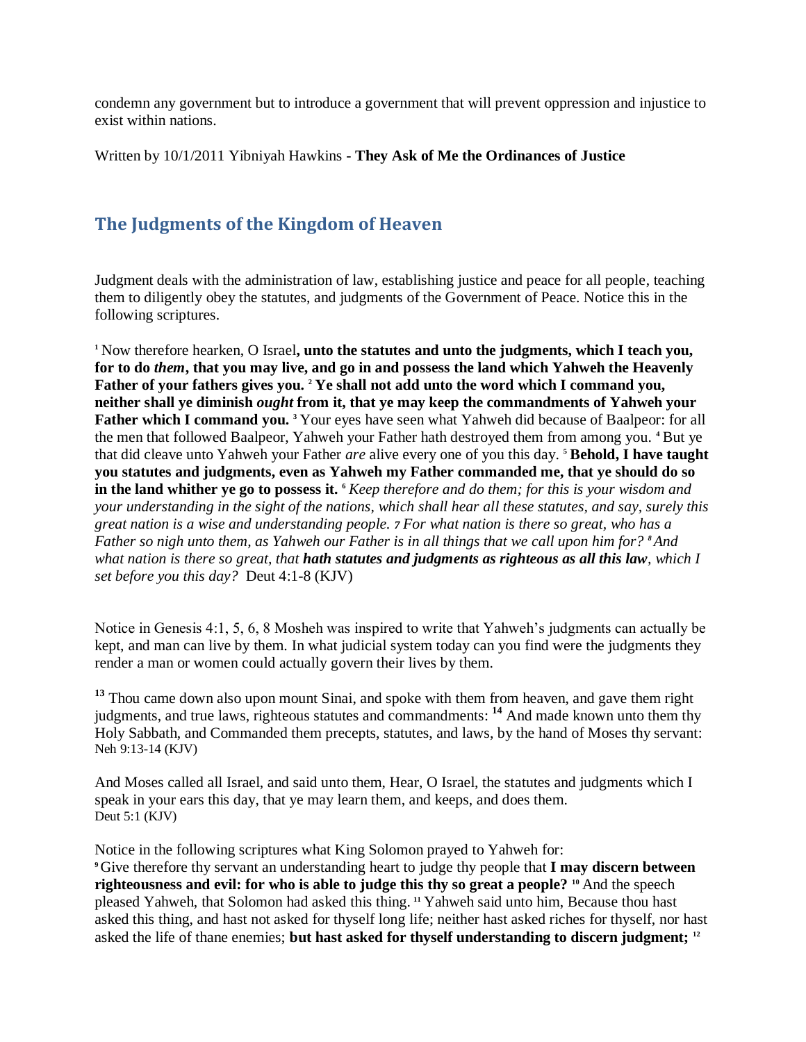condemn any government but to introduce a government that will prevent oppression and injustice to exist within nations.

Written by 10/1/2011 Yibniyah Hawkins - **They Ask of Me the Ordinances of Justice**

## The Judgments of the Kingdom of Heaven

Judgment deals with the administration of law, establishing justice and peace for all people, teaching them to diligently obey the statutes, and judgments of the Government of Peace. Notice this in the following scriptures.

[1] Now therefore hearken, O Israel**, unto the statutes and unto the judgments, which I teach you, for to do *them*, that you may live, and go in and possess the land which Yahweh the Heavenly Father of your fathers gives you.** [2] **Ye shall not add unto the word which I command you, neither shall ye diminish *ought* from it, that ye may keep the commandments of Yahweh your Father which I command you.** [3] Your eyes have seen what Yahweh did because of Baalpeor: for all the men that followed Baalpeor, Yahweh your Father hath destroyed them from among you. [4] But ye that did cleave unto Yahweh your Father *are* alive every one of you this day. [5] **Behold, I have taught you statutes and judgments, even as Yahweh my Father commanded me, that ye should do so in the land whither ye go to possess it.** [6] *Keep therefore and do them; for this is your wisdom and your understanding in the sight of the nations, which shall hear all these statutes, and say, surely this great nation is a wise and understanding people.* [7] *For what nation is there so great, who has a Father so nigh unto them, as Yahweh our Father is in all things that we call upon him for?* [8] *And what nation is there so great, that* ***hath statutes and judgments as righteous as all this law****, which I set before you this day?* Deut 4:1-8 (KJV)

Notice in Genesis 4:1, 5, 6, 8 Mosheh was inspired to write that Yahweh's judgments can actually be kept, and man can live by them. In what judicial system today can you find were the judgments they render a man or women could actually govern their lives by them.

[13] Thou came down also upon mount Sinai, and spoke with them from heaven, and gave them right judgments, and true laws, righteous statutes and commandments: [14] And made known unto them thy Holy Sabbath, and Commanded them precepts, statutes, and laws, by the hand of Moses thy servant: Neh 9:13-14 (KJV)

And Moses called all Israel, and said unto them, Hear, O Israel, the statutes and judgments which I speak in your ears this day, that ye may learn them, and keeps, and does them.
Deut 5:1 (KJV)

Notice in the following scriptures what King Solomon prayed to Yahweh for:
[9] Give therefore thy servant an understanding heart to judge thy people that **I may discern between righteousness and evil: for who is able to judge this thy so great a people?** [10] And the speech pleased Yahweh, that Solomon had asked this thing. [11] Yahweh said unto him, Because thou hast asked this thing, and hast not asked for thyself long life; neither hast asked riches for thyself, nor hast asked the life of thane enemies; **but hast asked for thyself understanding to discern judgment;** [12]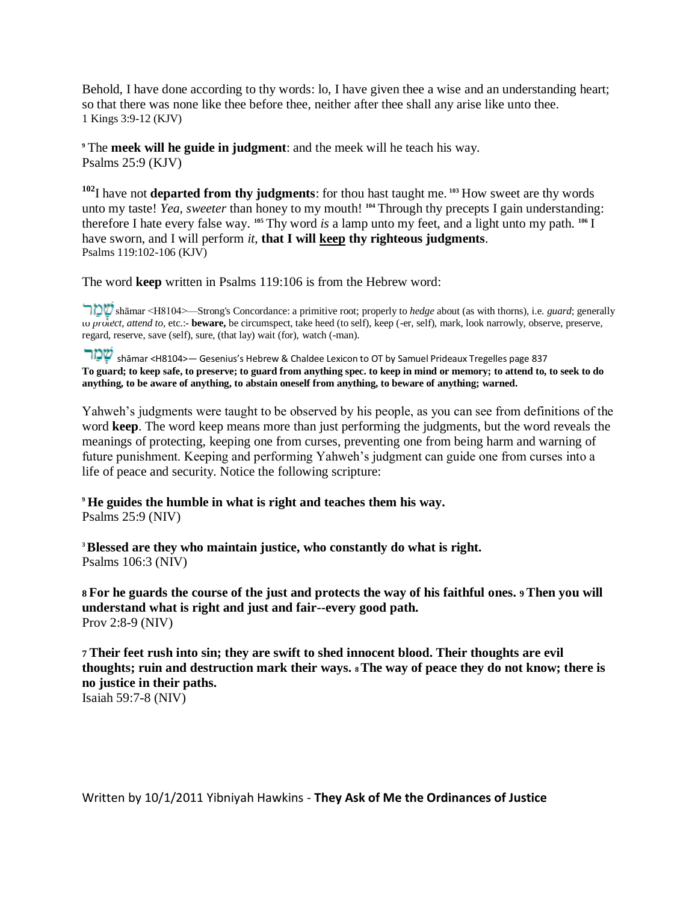Behold, I have done according to thy words: lo, I have given thee a wise and an understanding heart; so that there was none like thee before thee, neither after thee shall any arise like unto thee.
1 Kings 3:9-12 (KJV)

[9] The **meek will he guide in judgment**: and the meek will he teach his way.
Psalms 25:9 (KJV)

[102]I have not **departed from thy judgments**: for thou hast taught me. [103] How sweet are thy words unto my taste! *Yea, sweeter* than honey to my mouth! [104] Through thy precepts I gain understanding: therefore I hate every false way. [105] Thy word *is* a lamp unto my feet, and a light unto my path. [106] I have sworn, and I will perform *it*, **that I will <u>keep</u> thy righteous judgments**.
Psalms 119:102-106 (KJV)

The word **keep** written in Psalms 119:106 is from the Hebrew word:

שָׁמַר shāmar <H8104>—Strong's Concordance: a primitive root; properly to *hedge* about (as with thorns), i.e. *guard*; generally to *protect, attend to*, etc.:- **beware,** be circumspect, take heed (to self), keep (-er, self), mark, look narrowly, observe, preserve, regard, reserve, save (self), sure, (that lay) wait (for), watch (-man).

שָׁמַר shāmar <H8104>— Gesenius's Hebrew & Chaldee Lexicon to OT by Samuel Prideaux Tregelles page 837
**To guard; to keep safe, to preserve; to guard from anything spec. to keep in mind or memory; to attend to, to seek to do anything, to be aware of anything, to abstain oneself from anything, to beware of anything; warned.**

Yahweh's judgments were taught to be observed by his people, as you can see from definitions of the word **keep**. The word keep means more than just performing the judgments, but the word reveals the meanings of protecting, keeping one from curses, preventing one from being harm and warning of future punishment. Keeping and performing Yahweh's judgment can guide one from curses into a life of peace and security. Notice the following scripture:

[9] **He guides the humble in what is right and teaches them his way.**
Psalms 25:9 (NIV)

[3] **Blessed are they who maintain justice, who constantly do what is right.**
Psalms 106:3 (NIV)

**8 For he guards the course of the just and protects the way of his faithful ones. 9 Then you will understand what is right and just and fair--every good path.**
Prov 2:8-9 (NIV)

**7 Their feet rush into sin; they are swift to shed innocent blood. Their thoughts are evil thoughts; ruin and destruction mark their ways. 8 The way of peace they do not know; there is no justice in their paths.**
Isaiah 59:7-8 (NIV)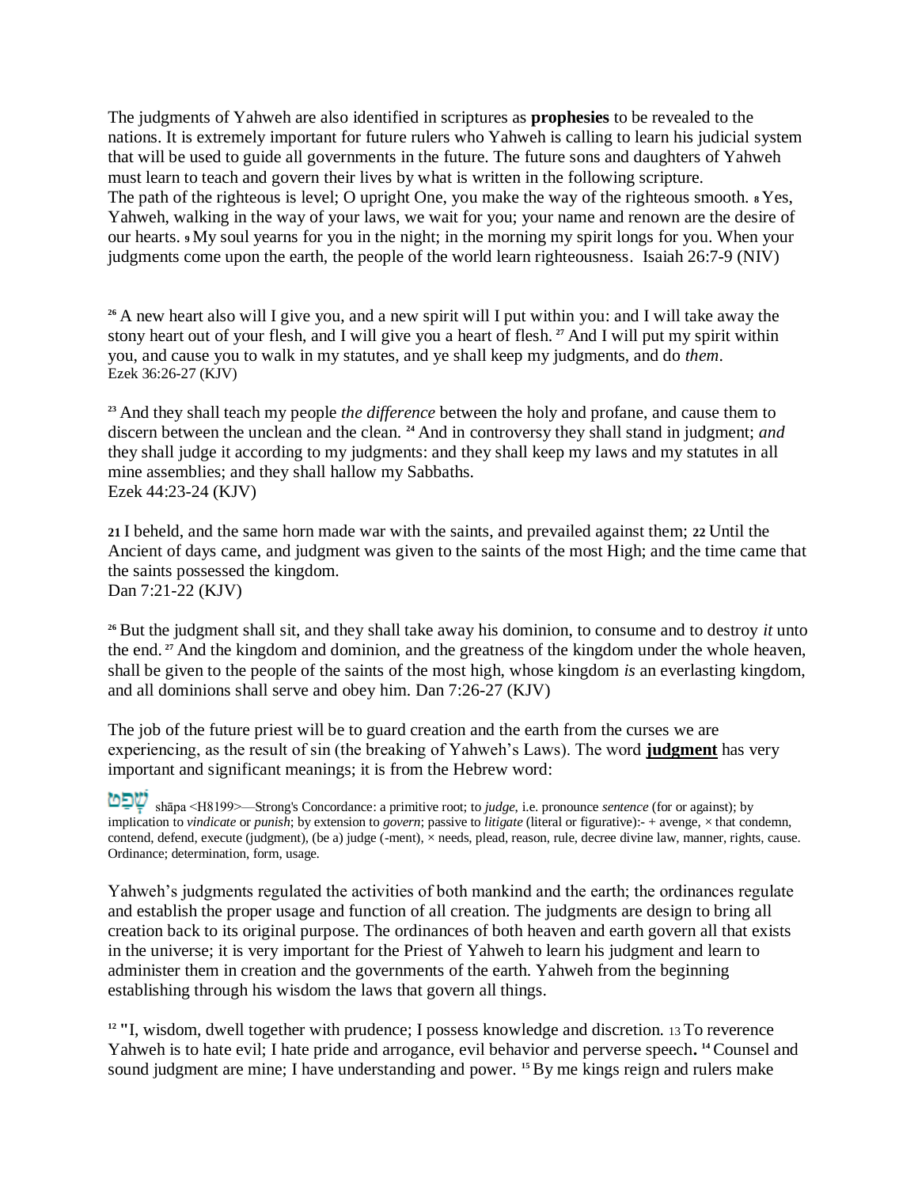The judgments of Yahweh are also identified in scriptures as **prophesies** to be revealed to the nations. It is extremely important for future rulers who Yahweh is calling to learn his judicial system that will be used to guide all governments in the future. The future sons and daughters of Yahweh must learn to teach and govern their lives by what is written in the following scripture.
The path of the righteous is level; O upright One, you make the way of the righteous smooth. **8** Yes, Yahweh, walking in the way of your laws, we wait for you; your name and renown are the desire of our hearts. **9** My soul yearns for you in the night; in the morning my spirit longs for you. When your judgments come upon the earth, the people of the world learn righteousness. Isaiah 26:7-9 (NIV)

[26] A new heart also will I give you, and a new spirit will I put within you: and I will take away the stony heart out of your flesh, and I will give you a heart of flesh. [27] And I will put my spirit within you, and cause you to walk in my statutes, and ye shall keep my judgments, and do *them*.
Ezek 36:26-27 (KJV)

[23] And they shall teach my people *the difference* between the holy and profane, and cause them to discern between the unclean and the clean. [24] And in controversy they shall stand in judgment; *and* they shall judge it according to my judgments: and they shall keep my laws and my statutes in all mine assemblies; and they shall hallow my Sabbaths.
Ezek 44:23-24 (KJV)

**21** I beheld, and the same horn made war with the saints, and prevailed against them; **22** Until the Ancient of days came, and judgment was given to the saints of the most High; and the time came that the saints possessed the kingdom.
Dan 7:21-22 (KJV)

[26] But the judgment shall sit, and they shall take away his dominion, to consume and to destroy *it* unto the end. [27] And the kingdom and dominion, and the greatness of the kingdom under the whole heaven, shall be given to the people of the saints of the most high, whose kingdom *is* an everlasting kingdom, and all dominions shall serve and obey him. Dan 7:26-27 (KJV)

The job of the future priest will be to guard creation and the earth from the curses we are experiencing, as the result of sin (the breaking of Yahweh's Laws). The word **judgment** has very important and significant meanings; it is from the Hebrew word:

שָׁפַט shāpa <H8199>—Strong's Concordance: a primitive root; to *judge*, i.e. pronounce *sentence* (for or against); by implication to *vindicate* or *punish*; by extension to *govern*; passive to *litigate* (literal or figurative):- + avenge, × that condemn, contend, defend, execute (judgment), (be a) judge (-ment), × needs, plead, reason, rule, decree divine law, manner, rights, cause. Ordinance; determination, form, usage.

Yahweh's judgments regulated the activities of both mankind and the earth; the ordinances regulate and establish the proper usage and function of all creation. The judgments are design to bring all creation back to its original purpose. The ordinances of both heaven and earth govern all that exists in the universe; it is very important for the Priest of Yahweh to learn his judgment and learn to administer them in creation and the governments of the earth. Yahweh from the beginning establishing through his wisdom the laws that govern all things.

[12] "I, wisdom, dwell together with prudence; I possess knowledge and discretion. 13 To reverence Yahweh is to hate evil; I hate pride and arrogance, evil behavior and perverse speech**.** [14] Counsel and sound judgment are mine; I have understanding and power. [15] By me kings reign and rulers make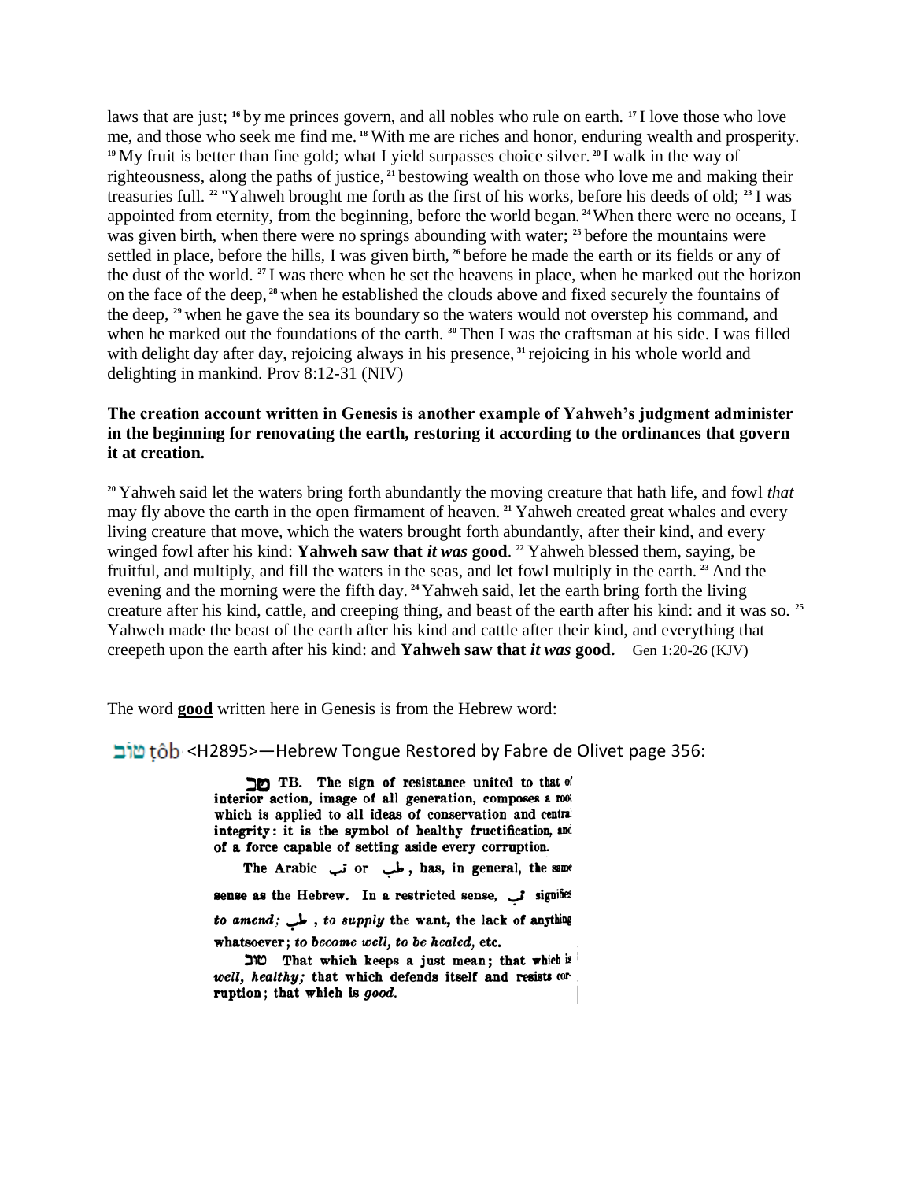laws that are just; [16] by me princes govern, and all nobles who rule on earth. [17] I love those who love me, and those who seek me find me. [18] With me are riches and honor, enduring wealth and prosperity. [19] My fruit is better than fine gold; what I yield surpasses choice silver. [20] I walk in the way of righteousness, along the paths of justice, [21] bestowing wealth on those who love me and making their treasuries full. [22] "Yahweh brought me forth as the first of his works, before his deeds of old; [23] I was appointed from eternity, from the beginning, before the world began. [24] When there were no oceans, I was given birth, when there were no springs abounding with water; [25] before the mountains were settled in place, before the hills, I was given birth, [26] before he made the earth or its fields or any of the dust of the world. [27] I was there when he set the heavens in place, when he marked out the horizon on the face of the deep, [28] when he established the clouds above and fixed securely the fountains of the deep, [29] when he gave the sea its boundary so the waters would not overstep his command, and when he marked out the foundations of the earth. [30] Then I was the craftsman at his side. I was filled with delight day after day, rejoicing always in his presence, [31] rejoicing in his whole world and delighting in mankind. Prov 8:12-31 (NIV)

**The creation account written in Genesis is another example of Yahweh's judgment administer in the beginning for renovating the earth, restoring it according to the ordinances that govern it at creation.**

[20] Yahweh said let the waters bring forth abundantly the moving creature that hath life, and fowl *that* may fly above the earth in the open firmament of heaven. [21] Yahweh created great whales and every living creature that move, which the waters brought forth abundantly, after their kind, and every winged fowl after his kind: **Yahweh saw that *it was* good**. [22] Yahweh blessed them, saying, be fruitful, and multiply, and fill the waters in the seas, and let fowl multiply in the earth. [23] And the evening and the morning were the fifth day. [24] Yahweh said, let the earth bring forth the living creature after his kind, cattle, and creeping thing, and beast of the earth after his kind: and it was so. [25] Yahweh made the beast of the earth after his kind and cattle after their kind, and everything that creepeth upon the earth after his kind: and **Yahweh saw that *it was* good.** Gen 1:20-26 (KJV)

The word **good** written here in Genesis is from the Hebrew word:

טוֹב ṭôb <H2895>—Hebrew Tongue Restored by Fabre de Olivet page 356:

טב TB. The sign of resistance united to that of interior action, image of all generation, composes a root which is applied to all ideas of conservation and central integrity: it is the symbol of healthy fructification, and of a force capable of setting aside every corruption.

The Arabic تب or طب, has, in general, the same sense as the Hebrew. In a restricted sense, تب signifies *to amend;* طب, *to supply* the want, the lack of anything whatsoever; *to become well, to be healed,* etc.

טוב That which keeps a just mean; that which is *well, healthy;* that which defends itself and resists corruption; that which is *good.*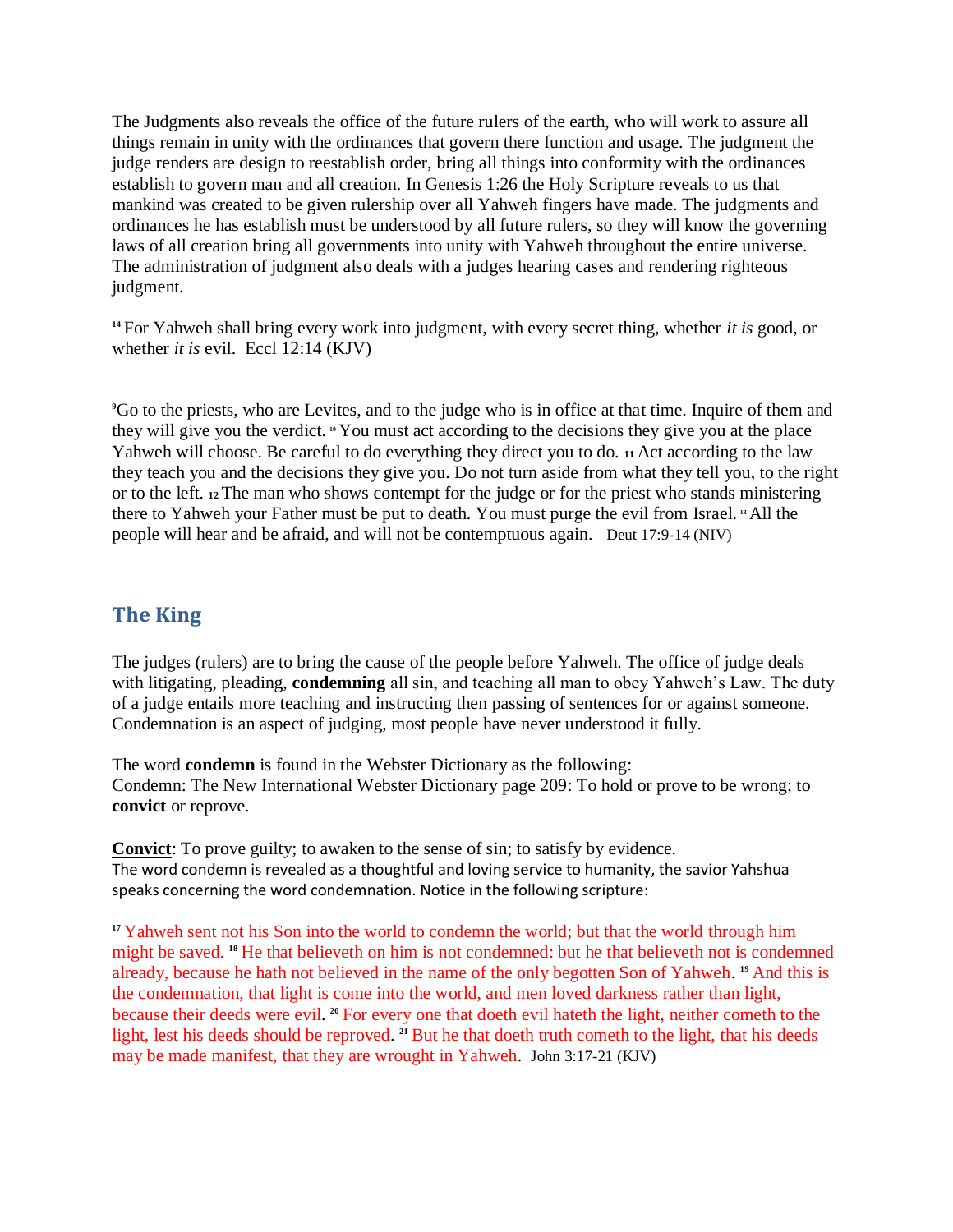The Judgments also reveals the office of the future rulers of the earth, who will work to assure all things remain in unity with the ordinances that govern there function and usage. The judgment the judge renders are design to reestablish order, bring all things into conformity with the ordinances establish to govern man and all creation. In Genesis 1:26 the Holy Scripture reveals to us that mankind was created to be given rulership over all Yahweh fingers have made. The judgments and ordinances he has establish must be understood by all future rulers, so they will know the governing laws of all creation bring all governments into unity with Yahweh throughout the entire universe. The administration of judgment also deals with a judges hearing cases and rendering righteous judgment.

[14] For Yahweh shall bring every work into judgment, with every secret thing, whether *it is* good, or whether *it is* evil. Eccl 12:14 (KJV)

[9]Go to the priests, who are Levites, and to the judge who is in office at that time. Inquire of them and they will give you the verdict. [10] You must act according to the decisions they give you at the place Yahweh will choose. Be careful to do everything they direct you to do. [11] Act according to the law they teach you and the decisions they give you. Do not turn aside from what they tell you, to the right or to the left. [12] The man who shows contempt for the judge or for the priest who stands ministering there to Yahweh your Father must be put to death. You must purge the evil from Israel. [13] All the people will hear and be afraid, and will not be contemptuous again. Deut 17:9-14 (NIV)

## The King

The judges (rulers) are to bring the cause of the people before Yahweh. The office of judge deals with litigating, pleading, **condemning** all sin, and teaching all man to obey Yahweh's Law. The duty of a judge entails more teaching and instructing then passing of sentences for or against someone. Condemnation is an aspect of judging, most people have never understood it fully.

The word **condemn** is found in the Webster Dictionary as the following:
Condemn: The New International Webster Dictionary page 209: To hold or prove to be wrong; to **convict** or reprove.

**Convict**: To prove guilty; to awaken to the sense of sin; to satisfy by evidence.
The word condemn is revealed as a thoughtful and loving service to humanity, the savior Yahshua speaks concerning the word condemnation. Notice in the following scripture:

[17] Yahweh sent not his Son into the world to condemn the world; but that the world through him might be saved. [18] He that believeth on him is not condemned: but he that believeth not is condemned already, because he hath not believed in the name of the only begotten Son of Yahweh. [19] And this is the condemnation, that light is come into the world, and men loved darkness rather than light, because their deeds were evil. [20] For every one that doeth evil hateth the light, neither cometh to the light, lest his deeds should be reproved. [21] But he that doeth truth cometh to the light, that his deeds may be made manifest, that they are wrought in Yahweh. John 3:17-21 (KJV)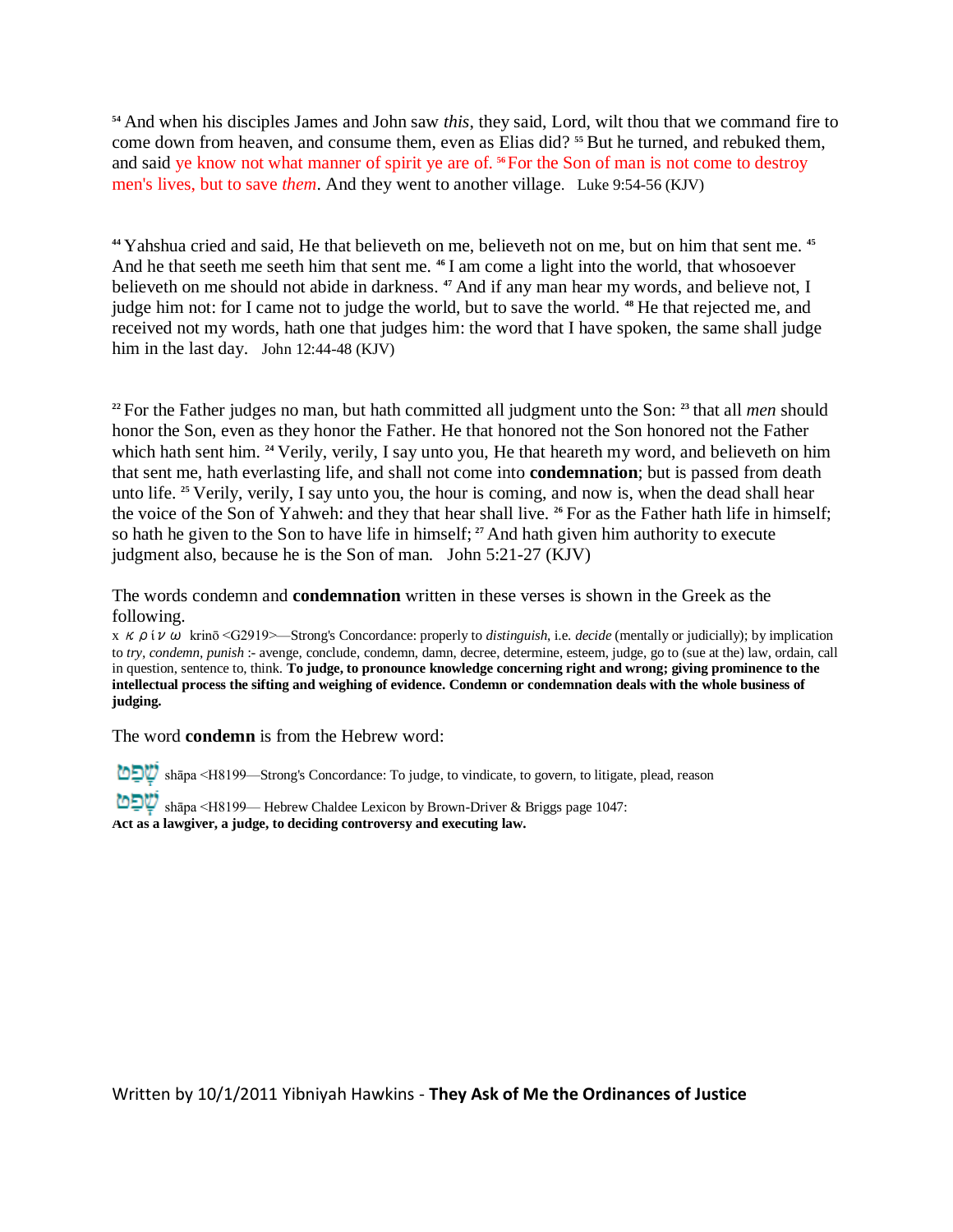[54] And when his disciples James and John saw *this*, they said, Lord, wilt thou that we command fire to come down from heaven, and consume them, even as Elias did? [55] But he turned, and rebuked them, and said ye know not what manner of spirit ye are of. [56] For the Son of man is not come to destroy men's lives, but to save *them*. And they went to another village. Luke 9:54-56 (KJV)

[44] Yahshua cried and said, He that believeth on me, believeth not on me, but on him that sent me. [45] And he that seeth me seeth him that sent me. [46] I am come a light into the world, that whosoever believeth on me should not abide in darkness. [47] And if any man hear my words, and believe not, I judge him not: for I came not to judge the world, but to save the world. [48] He that rejected me, and received not my words, hath one that judges him: the word that I have spoken, the same shall judge him in the last day. John 12:44-48 (KJV)

[22] For the Father judges no man, but hath committed all judgment unto the Son: [23] that all *men* should honor the Son, even as they honor the Father. He that honored not the Son honored not the Father which hath sent him. [24] Verily, verily, I say unto you, He that heareth my word, and believeth on him that sent me, hath everlasting life, and shall not come into **condemnation**; but is passed from death unto life. [25] Verily, verily, I say unto you, the hour is coming, and now is, when the dead shall hear the voice of the Son of Yahweh: and they that hear shall live. [26] For as the Father hath life in himself; so hath he given to the Son to have life in himself; [27] And hath given him authority to execute judgment also, because he is the Son of man. John 5:21-27 (KJV)

The words condemn and **condemnation** written in these verses is shown in the Greek as the following.

x κρίνω krinō <G2919>—Strong's Concordance: properly to *distinguish*, i.e. *decide* (mentally or judicially); by implication to *try, condemn, punish* :- avenge, conclude, condemn, damn, decree, determine, esteem, judge, go to (sue at the) law, ordain, call in question, sentence to, think. **To judge, to pronounce knowledge concerning right and wrong; giving prominence to the intellectual process the sifting and weighing of evidence. Condemn or condemnation deals with the whole business of judging.**

The word **condemn** is from the Hebrew word:

שָׁפַט shāpa <H8199—Strong's Concordance: To judge, to vindicate, to govern, to litigate, plead, reason

שָׁפַט shāpa <H8199— Hebrew Chaldee Lexicon by Brown-Driver & Briggs page 1047:
**Act as a lawgiver, a judge, to deciding controversy and executing law.**

Written by 10/1/2011 Yibniyah Hawkins - **They Ask of Me the Ordinances of Justice**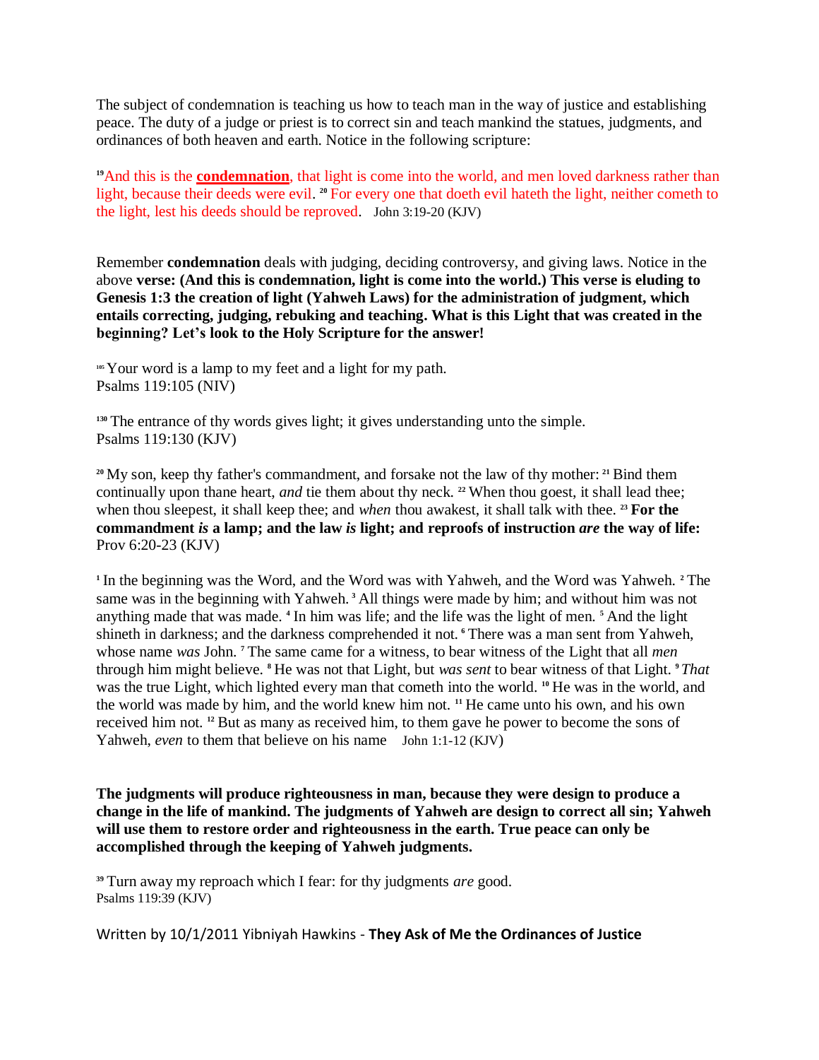The subject of condemnation is teaching us how to teach man in the way of justice and establishing peace. The duty of a judge or priest is to correct sin and teach mankind the statues, judgments, and ordinances of both heaven and earth. Notice in the following scripture:

[19]And this is the **condemnation**, that light is come into the world, and men loved darkness rather than light, because their deeds were evil. [20] For every one that doeth evil hateth the light, neither cometh to the light, lest his deeds should be reproved. John 3:19-20 (KJV)

Remember **condemnation** deals with judging, deciding controversy, and giving laws. Notice in the above **verse: (And this is condemnation, light is come into the world.) This verse is eluding to Genesis 1:3 the creation of light (Yahweh Laws) for the administration of judgment, which entails correcting, judging, rebuking and teaching. What is this Light that was created in the beginning? Let's look to the Holy Scripture for the answer!**

[105] Your word is a lamp to my feet and a light for my path.
Psalms 119:105 (NIV)

[130] The entrance of thy words gives light; it gives understanding unto the simple.
Psalms 119:130 (KJV)

[20] My son, keep thy father's commandment, and forsake not the law of thy mother: [21] Bind them continually upon thane heart, *and* tie them about thy neck. [22] When thou goest, it shall lead thee; when thou sleepest, it shall keep thee; and *when* thou awakest, it shall talk with thee. [23] **For the commandment *is* a lamp; and the law *is* light; and reproofs of instruction *are* the way of life:** Prov 6:20-23 (KJV)

[1] In the beginning was the Word, and the Word was with Yahweh, and the Word was Yahweh. [2] The same was in the beginning with Yahweh. [3] All things were made by him; and without him was not anything made that was made. [4] In him was life; and the life was the light of men. [5] And the light shineth in darkness; and the darkness comprehended it not. [6] There was a man sent from Yahweh, whose name *was* John. [7] The same came for a witness, to bear witness of the Light that all *men* through him might believe. [8] He was not that Light, but *was sent* to bear witness of that Light. [9] *That* was the true Light, which lighted every man that cometh into the world. [10] He was in the world, and the world was made by him, and the world knew him not. [11] He came unto his own, and his own received him not. [12] But as many as received him, to them gave he power to become the sons of Yahweh, *even* to them that believe on his name John 1:1-12 (KJV)

**The judgments will produce righteousness in man, because they were design to produce a change in the life of mankind. The judgments of Yahweh are design to correct all sin; Yahweh will use them to restore order and righteousness in the earth. True peace can only be accomplished through the keeping of Yahweh judgments.**

[39] Turn away my reproach which I fear: for thy judgments *are* good.
Psalms 119:39 (KJV)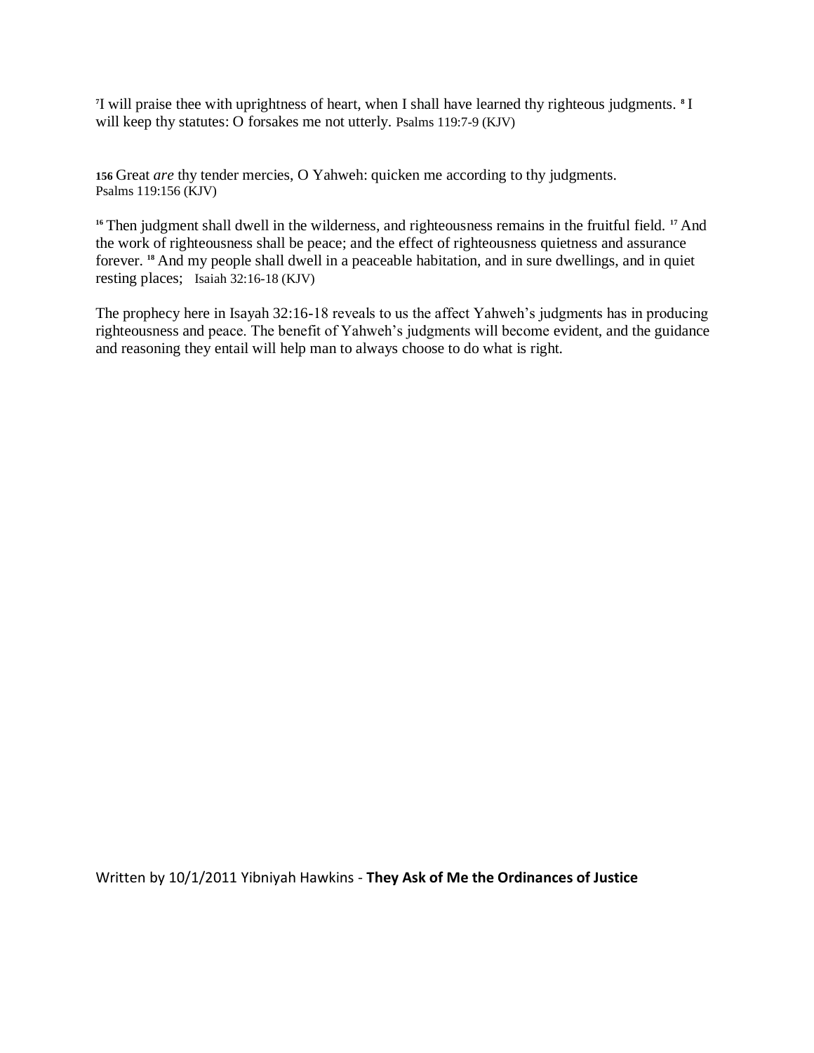[7]I will praise thee with uprightness of heart, when I shall have learned thy righteous judgments. [8] I will keep thy statutes: O forsakes me not utterly. Psalms 119:7-9 (KJV)

**156** Great *are* thy tender mercies, O Yahweh: quicken me according to thy judgments. Psalms 119:156 (KJV)

[16] Then judgment shall dwell in the wilderness, and righteousness remains in the fruitful field. [17] And the work of righteousness shall be peace; and the effect of righteousness quietness and assurance forever. [18] And my people shall dwell in a peaceable habitation, and in sure dwellings, and in quiet resting places; Isaiah 32:16-18 (KJV)

The prophecy here in Isayah 32:16-18 reveals to us the affect Yahweh's judgments has in producing righteousness and peace. The benefit of Yahweh's judgments will become evident, and the guidance and reasoning they entail will help man to always choose to do what is right.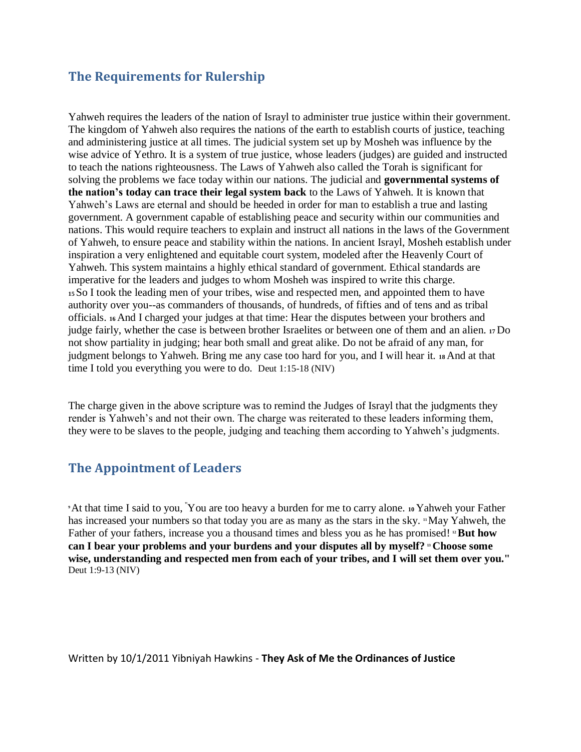## The Requirements for Rulership

Yahweh requires the leaders of the nation of Israyl to administer true justice within their government. The kingdom of Yahweh also requires the nations of the earth to establish courts of justice, teaching and administering justice at all times. The judicial system set up by Mosheh was influence by the wise advice of Yethro. It is a system of true justice, whose leaders (judges) are guided and instructed to teach the nations righteousness. The Laws of Yahweh also called the Torah is significant for solving the problems we face today within our nations. The judicial and **governmental systems of the nation's today can trace their legal system back** to the Laws of Yahweh. It is known that Yahweh's Laws are eternal and should be heeded in order for man to establish a true and lasting government. A government capable of establishing peace and security within our communities and nations. This would require teachers to explain and instruct all nations in the laws of the Government of Yahweh, to ensure peace and stability within the nations. In ancient Israyl, Mosheh establish under inspiration a very enlightened and equitable court system, modeled after the Heavenly Court of Yahweh. This system maintains a highly ethical standard of government. Ethical standards are imperative for the leaders and judges to whom Mosheh was inspired to write this charge. **15** So I took the leading men of your tribes, wise and respected men, and appointed them to have authority over you--as commanders of thousands, of hundreds, of fifties and of tens and as tribal officials. **16** And I charged your judges at that time: Hear the disputes between your brothers and judge fairly, whether the case is between brother Israelites or between one of them and an alien. **17** Do not show partiality in judging; hear both small and great alike. Do not be afraid of any man, for judgment belongs to Yahweh. Bring me any case too hard for you, and I will hear it. **18** And at that time I told you everything you were to do. Deut 1:15-18 (NIV)

The charge given in the above scripture was to remind the Judges of Israyl that the judgments they render is Yahweh's and not their own. The charge was reiterated to these leaders informing them, they were to be slaves to the people, judging and teaching them according to Yahweh's judgments.

## The Appointment of Leaders

**9** At that time I said to you, "You are too heavy a burden for me to carry alone. **10** Yahweh your Father has increased your numbers so that today you are as many as the stars in the sky. **11** May Yahweh, the Father of your fathers, increase you a thousand times and bless you as he has promised! **12** **But how can I bear your problems and your burdens and your disputes all by myself? 13 Choose some wise, understanding and respected men from each of your tribes, and I will set them over you."** Deut 1:9-13 (NIV)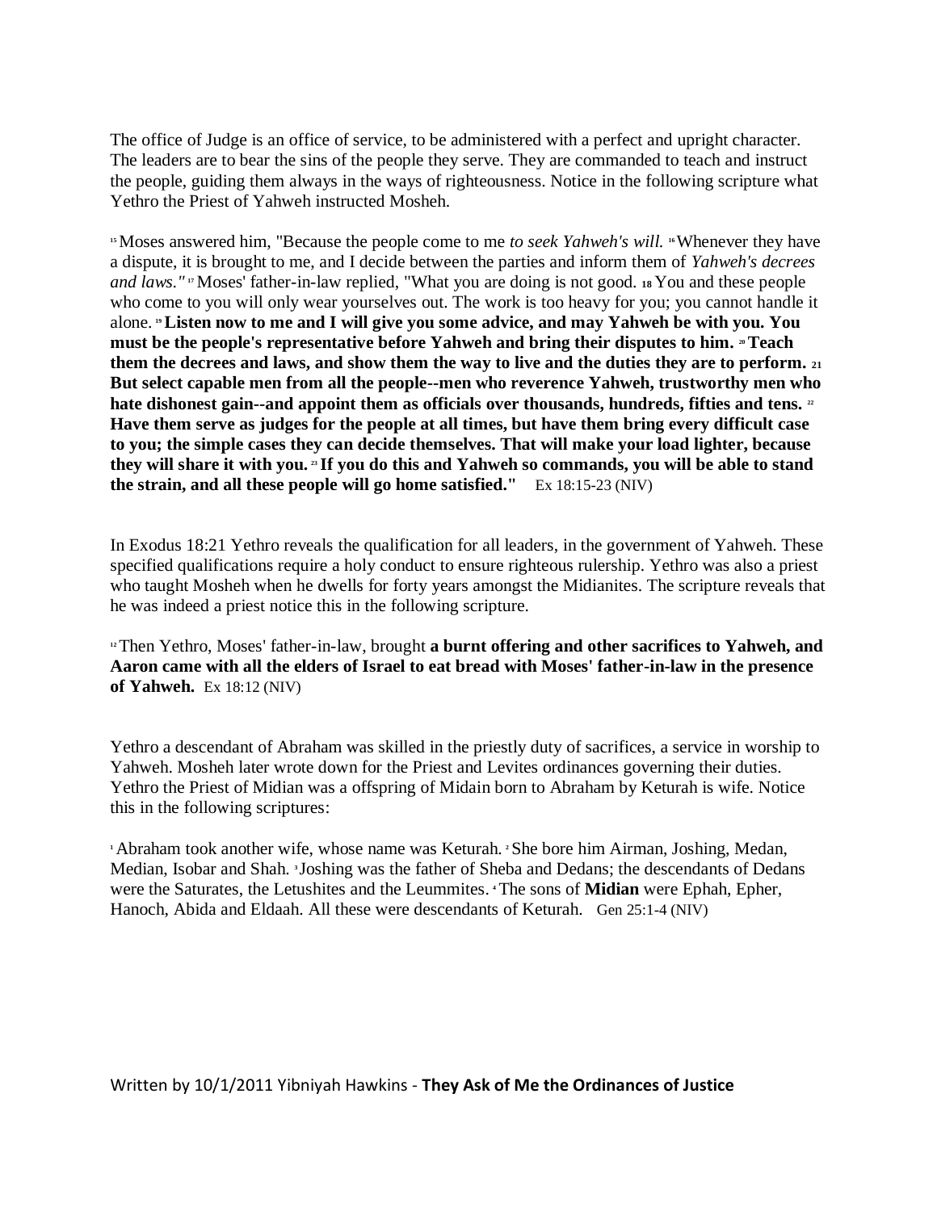The office of Judge is an office of service, to be administered with a perfect and upright character. The leaders are to bear the sins of the people they serve. They are commanded to teach and instruct the people, guiding them always in the ways of righteousness. Notice in the following scripture what Yethro the Priest of Yahweh instructed Mosheh.

[15] Moses answered him, "Because the people come to me *to seek Yahweh's will.* [16] Whenever they have a dispute, it is brought to me, and I decide between the parties and inform them of *Yahweh's decrees and laws."* [17] Moses' father-in-law replied, "What you are doing is not good. [18] You and these people who come to you will only wear yourselves out. The work is too heavy for you; you cannot handle it alone. [19] **Listen now to me and I will give you some advice, and may Yahweh be with you. You must be the people's representative before Yahweh and bring their disputes to him.** [20] **Teach them the decrees and laws, and show them the way to live and the duties they are to perform.** [21] **But select capable men from all the people--men who reverence Yahweh, trustworthy men who hate dishonest gain--and appoint them as officials over thousands, hundreds, fifties and tens.** [22] **Have them serve as judges for the people at all times, but have them bring every difficult case to you; the simple cases they can decide themselves. That will make your load lighter, because they will share it with you.** [23] **If you do this and Yahweh so commands, you will be able to stand the strain, and all these people will go home satisfied."** Ex 18:15-23 (NIV)

In Exodus 18:21 Yethro reveals the qualification for all leaders, in the government of Yahweh. These specified qualifications require a holy conduct to ensure righteous rulership. Yethro was also a priest who taught Mosheh when he dwells for forty years amongst the Midianites. The scripture reveals that he was indeed a priest notice this in the following scripture.

[12] Then Yethro, Moses' father-in-law, brought **a burnt offering and other sacrifices to Yahweh, and Aaron came with all the elders of Israel to eat bread with Moses' father-in-law in the presence of Yahweh.** Ex 18:12 (NIV)

Yethro a descendant of Abraham was skilled in the priestly duty of sacrifices, a service in worship to Yahweh. Mosheh later wrote down for the Priest and Levites ordinances governing their duties. Yethro the Priest of Midian was a offspring of Midain born to Abraham by Keturah is wife. Notice this in the following scriptures:

[1] Abraham took another wife, whose name was Keturah. [2] She bore him Airman, Joshing, Medan, Median, Isobar and Shah. [3] Joshing was the father of Sheba and Dedans; the descendants of Dedans were the Saturates, the Letushites and the Leummites. [4] The sons of **Midian** were Ephah, Epher, Hanoch, Abida and Eldaah. All these were descendants of Keturah. Gen 25:1-4 (NIV)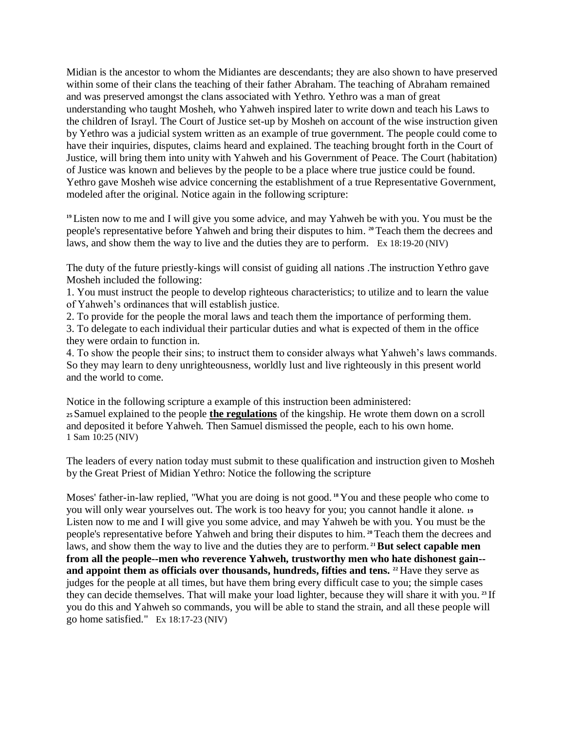Midian is the ancestor to whom the Midiantes are descendants; they are also shown to have preserved within some of their clans the teaching of their father Abraham. The teaching of Abraham remained and was preserved amongst the clans associated with Yethro. Yethro was a man of great understanding who taught Mosheh, who Yahweh inspired later to write down and teach his Laws to the children of Israyl. The Court of Justice set-up by Mosheh on account of the wise instruction given by Yethro was a judicial system written as an example of true government. The people could come to have their inquiries, disputes, claims heard and explained. The teaching brought forth in the Court of Justice, will bring them into unity with Yahweh and his Government of Peace. The Court (habitation) of Justice was known and believes by the people to be a place where true justice could be found. Yethro gave Mosheh wise advice concerning the establishment of a true Representative Government, modeled after the original. Notice again in the following scripture:

[19] Listen now to me and I will give you some advice, and may Yahweh be with you. You must be the people's representative before Yahweh and bring their disputes to him. [20] Teach them the decrees and laws, and show them the way to live and the duties they are to perform. Ex 18:19-20 (NIV)

The duty of the future priestly-kings will consist of guiding all nations .The instruction Yethro gave Mosheh included the following:

1. You must instruct the people to develop righteous characteristics; to utilize and to learn the value of Yahweh's ordinances that will establish justice.
2. To provide for the people the moral laws and teach them the importance of performing them.
3. To delegate to each individual their particular duties and what is expected of them in the office they were ordain to function in.
4. To show the people their sins; to instruct them to consider always what Yahweh's laws commands. So they may learn to deny unrighteousness, worldly lust and live righteously in this present world and the world to come.

Notice in the following scripture a example of this instruction been administered:
[25] Samuel explained to the people **the regulations** of the kingship. He wrote them down on a scroll and deposited it before Yahweh. Then Samuel dismissed the people, each to his own home.
1 Sam 10:25 (NIV)

The leaders of every nation today must submit to these qualification and instruction given to Mosheh by the Great Priest of Midian Yethro: Notice the following the scripture

Moses' father-in-law replied, "What you are doing is not good. [18] You and these people who come to you will only wear yourselves out. The work is too heavy for you; you cannot handle it alone. [19] Listen now to me and I will give you some advice, and may Yahweh be with you. You must be the people's representative before Yahweh and bring their disputes to him. [20] Teach them the decrees and laws, and show them the way to live and the duties they are to perform. [21] **But select capable men from all the people--men who reverence Yahweh, trustworthy men who hate dishonest gain--and appoint them as officials over thousands, hundreds, fifties and tens.** [22] Have they serve as judges for the people at all times, but have them bring every difficult case to you; the simple cases they can decide themselves. That will make your load lighter, because they will share it with you. [23] If you do this and Yahweh so commands, you will be able to stand the strain, and all these people will go home satisfied." Ex 18:17-23 (NIV)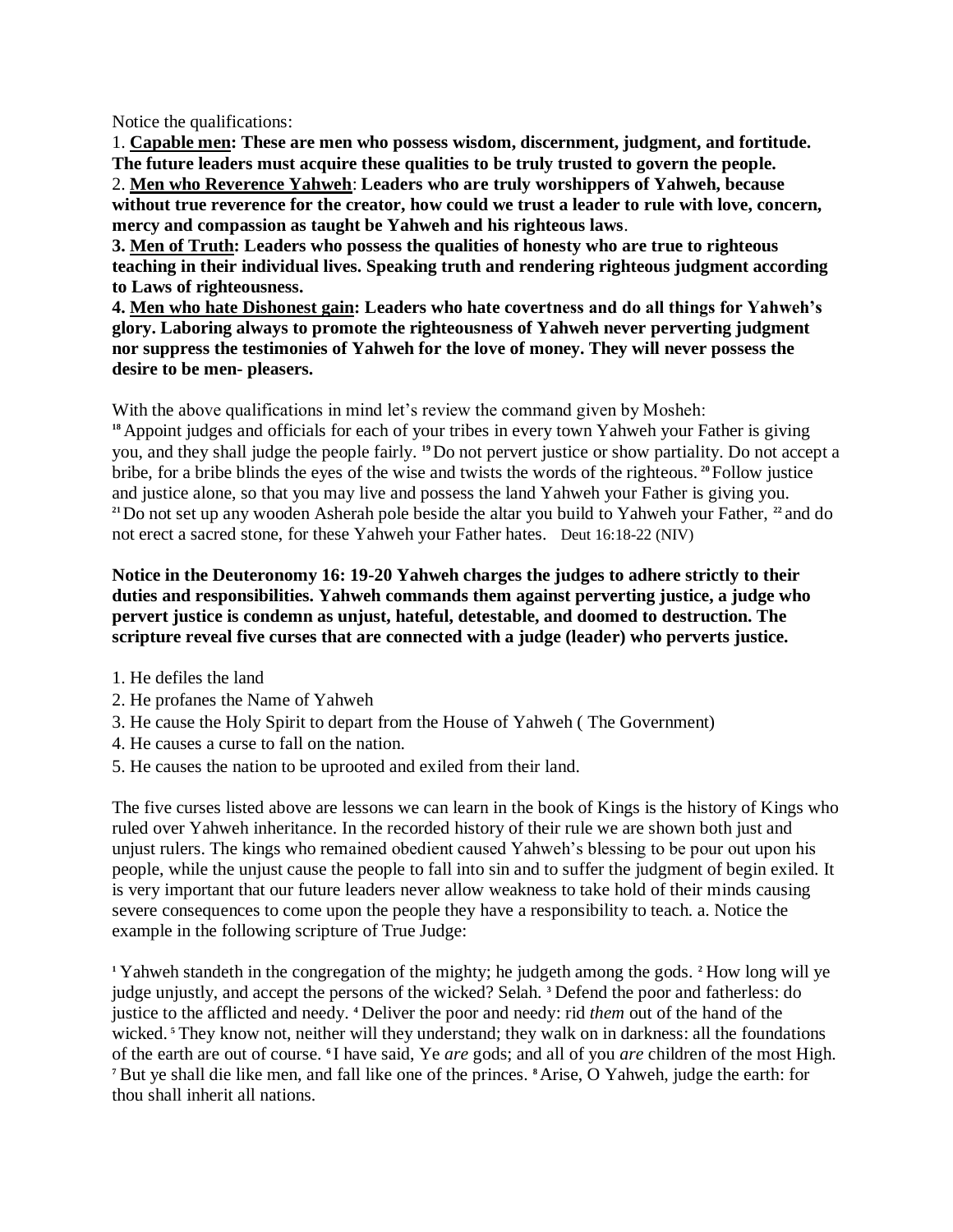Notice the qualifications:

1. **<u>Capable men</u>: These are men who possess wisdom, discernment, judgment, and fortitude. The future leaders must acquire these qualities to be truly trusted to govern the people.**
2. **<u>Men who Reverence Yahweh</u>**: **Leaders who are truly worshippers of Yahweh, because without true reverence for the creator, how could we trust a leader to rule with love, concern, mercy and compassion as taught be Yahweh and his righteous laws**.
3. **<u>Men of Truth</u>: Leaders who possess the qualities of honesty who are true to righteous teaching in their individual lives. Speaking truth and rendering righteous judgment according to Laws of righteousness.**
4. **<u>Men who hate Dishonest gain</u>: Leaders who hate covertness and do all things for Yahweh's glory. Laboring always to promote the righteousness of Yahweh never perverting judgment nor suppress the testimonies of Yahweh for the love of money. They will never possess the desire to be men- pleasers.**

With the above qualifications in mind let's review the command given by Mosheh:
[18] Appoint judges and officials for each of your tribes in every town Yahweh your Father is giving you, and they shall judge the people fairly. [19] Do not pervert justice or show partiality. Do not accept a bribe, for a bribe blinds the eyes of the wise and twists the words of the righteous. [20] Follow justice and justice alone, so that you may live and possess the land Yahweh your Father is giving you. [21] Do not set up any wooden Asherah pole beside the altar you build to Yahweh your Father, [22] and do not erect a sacred stone, for these Yahweh your Father hates. Deut 16:18-22 (NIV)

**Notice in the Deuteronomy 16: 19-20 Yahweh charges the judges to adhere strictly to their duties and responsibilities. Yahweh commands them against perverting justice, a judge who pervert justice is condemn as unjust, hateful, detestable, and doomed to destruction. The scripture reveal five curses that are connected with a judge (leader) who perverts justice.**

1. He defiles the land
2. He profanes the Name of Yahweh
3. He cause the Holy Spirit to depart from the House of Yahweh ( The Government)
4. He causes a curse to fall on the nation.
5. He causes the nation to be uprooted and exiled from their land.

The five curses listed above are lessons we can learn in the book of Kings is the history of Kings who ruled over Yahweh inheritance. In the recorded history of their rule we are shown both just and unjust rulers. The kings who remained obedient caused Yahweh's blessing to be pour out upon his people, while the unjust cause the people to fall into sin and to suffer the judgment of begin exiled. It is very important that our future leaders never allow weakness to take hold of their minds causing severe consequences to come upon the people they have a responsibility to teach. a. Notice the example in the following scripture of True Judge:

[1] Yahweh standeth in the congregation of the mighty; he judgeth among the gods. [2] How long will ye judge unjustly, and accept the persons of the wicked? Selah. [3] Defend the poor and fatherless: do justice to the afflicted and needy. [4] Deliver the poor and needy: rid *them* out of the hand of the wicked. [5] They know not, neither will they understand; they walk on in darkness: all the foundations of the earth are out of course. [6] I have said, Ye *are* gods; and all of you *are* children of the most High. [7] But ye shall die like men, and fall like one of the princes. [8] Arise, O Yahweh, judge the earth: for thou shall inherit all nations.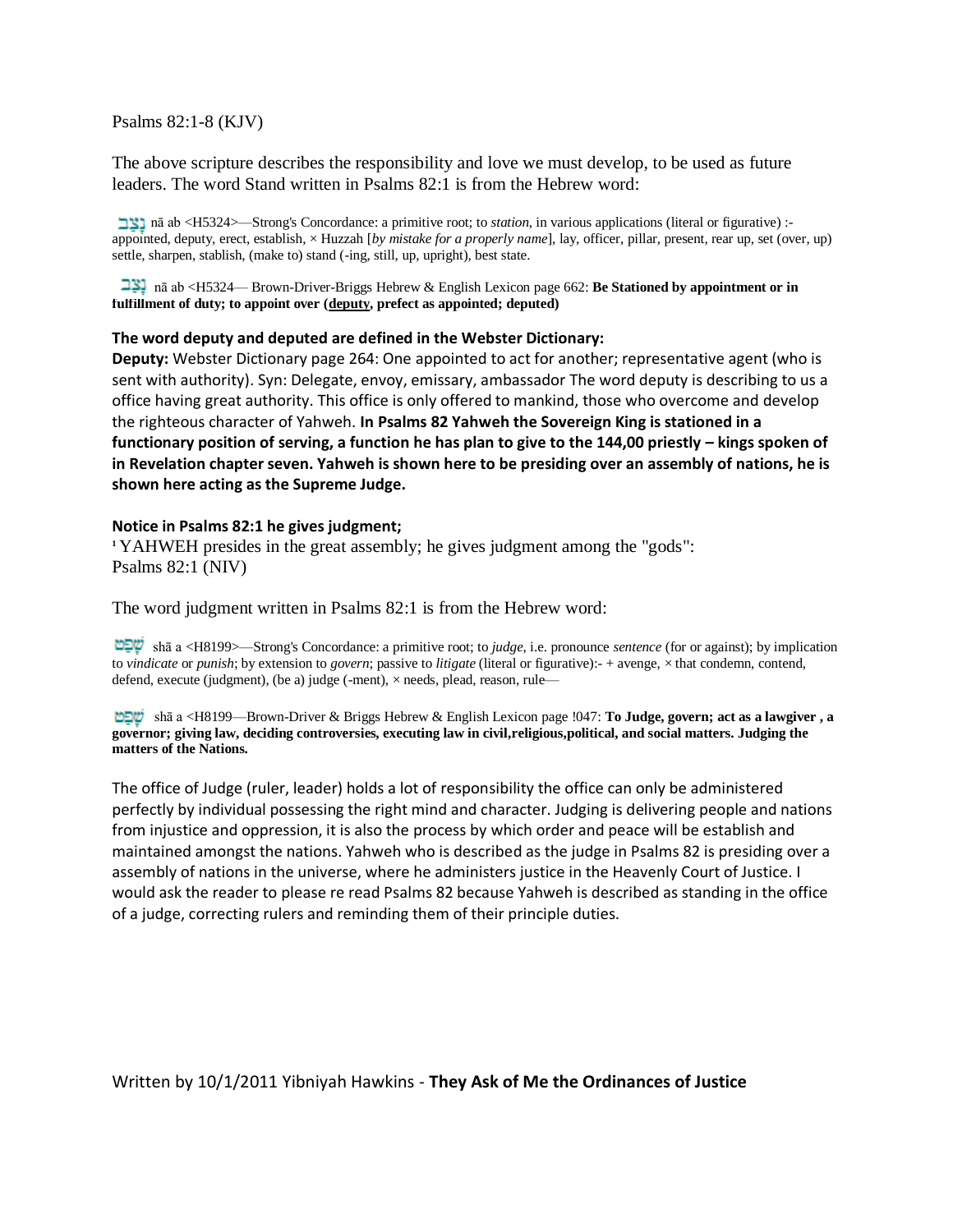Psalms 82:1-8 (KJV)

The above scripture describes the responsibility and love we must develop, to be used as future leaders. The word Stand written in Psalms 82:1 is from the Hebrew word:

נָצַב nā ab <H5324>—Strong's Concordance: a primitive root; to *station*, in various applications (literal or figurative) :- appointed, deputy, erect, establish, × Huzzah [*by mistake for a properly name*], lay, officer, pillar, present, rear up, set (over, up) settle, sharpen, stablish, (make to) stand (-ing, still, up, upright), best state.

נָצַב nā ab <H5324— Brown-Driver-Briggs Hebrew & English Lexicon page 662: **Be Stationed by appointment or in fulfillment of duty; to appoint over (deputy, prefect as appointed; deputed)**

**The word deputy and deputed are defined in the Webster Dictionary:**

**Deputy:** Webster Dictionary page 264: One appointed to act for another; representative agent (who is sent with authority). Syn: Delegate, envoy, emissary, ambassador The word deputy is describing to us a office having great authority. This office is only offered to mankind, those who overcome and develop the righteous character of Yahweh. **In Psalms 82 Yahweh the Sovereign King is stationed in a functionary position of serving, a function he has plan to give to the 144,00 priestly – kings spoken of in Revelation chapter seven. Yahweh is shown here to be presiding over an assembly of nations, he is shown here acting as the Supreme Judge.**

**Notice in Psalms 82:1 he gives judgment;**

[1] YAHWEH presides in the great assembly; he gives judgment among the "gods":
Psalms 82:1 (NIV)

The word judgment written in Psalms 82:1 is from the Hebrew word:

שָׁפַט shā a <H8199>—Strong's Concordance: a primitive root; to *judge*, i.e. pronounce *sentence* (for or against); by implication to *vindicate* or *punish*; by extension to *govern*; passive to *litigate* (literal or figurative):- + avenge, × that condemn, contend, defend, execute (judgment), (be a) judge (-ment), × needs, plead, reason, rule—

שָׁפַט shā a <H8199—Brown-Driver & Briggs Hebrew & English Lexicon page !047: **To Judge, govern; act as a lawgiver , a governor; giving law, deciding controversies, executing law in civil,religious,political, and social matters. Judging the matters of the Nations.**

The office of Judge (ruler, leader) holds a lot of responsibility the office can only be administered perfectly by individual possessing the right mind and character. Judging is delivering people and nations from injustice and oppression, it is also the process by which order and peace will be establish and maintained amongst the nations. Yahweh who is described as the judge in Psalms 82 is presiding over a assembly of nations in the universe, where he administers justice in the Heavenly Court of Justice. I would ask the reader to please re read Psalms 82 because Yahweh is described as standing in the office of a judge, correcting rulers and reminding them of their principle duties.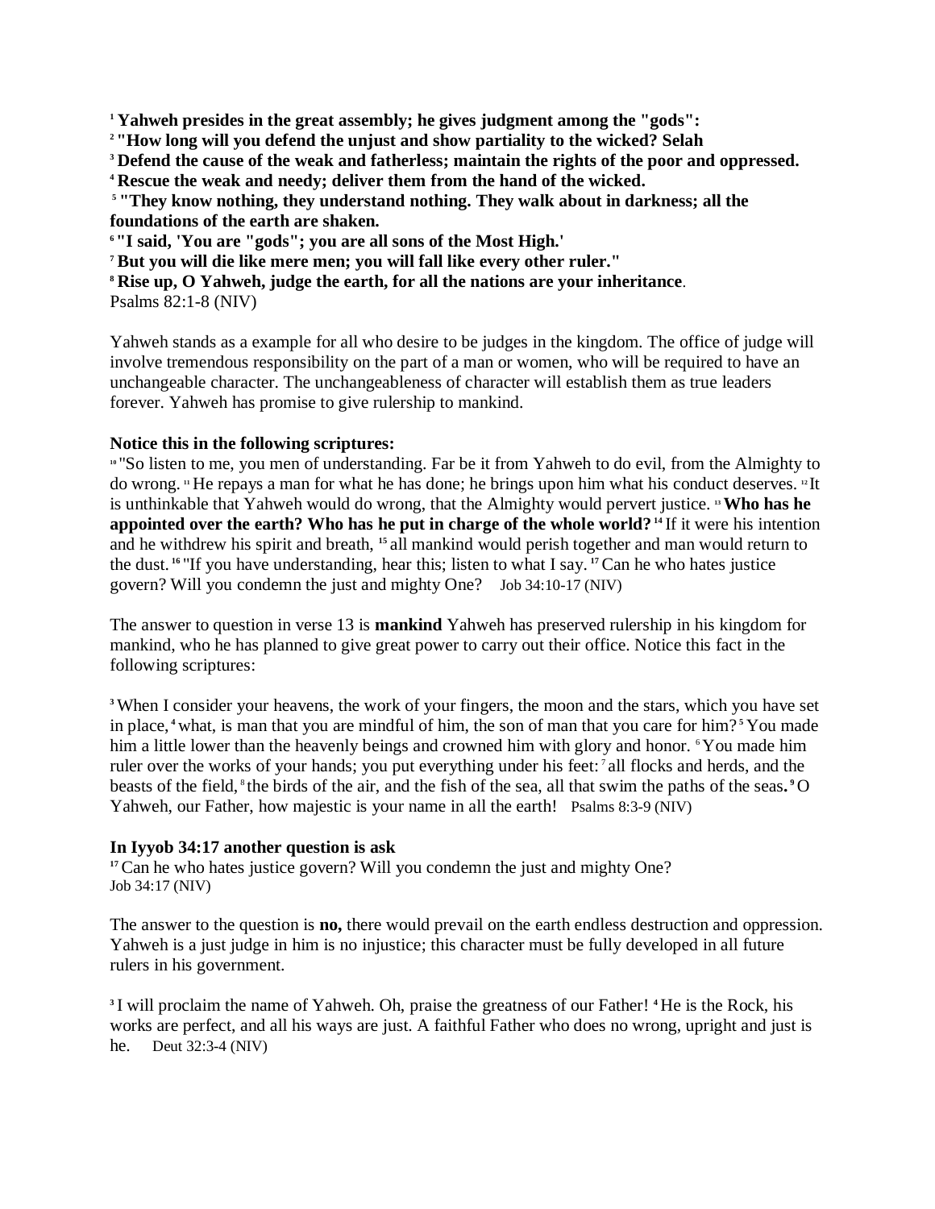**[1] Yahweh presides in the great assembly; he gives judgment among the "gods":**
**[2] "How long will you defend the unjust and show partiality to the wicked? Selah**
**[3] Defend the cause of the weak and fatherless; maintain the rights of the poor and oppressed.**
**[4] Rescue the weak and needy; deliver them from the hand of the wicked.**
**[5] "They know nothing, they understand nothing. They walk about in darkness; all the foundations of the earth are shaken.**
**[6] "I said, 'You are "gods"; you are all sons of the Most High.'**
**[7] But you will die like mere men; you will fall like every other ruler."**
**[8] Rise up, O Yahweh, judge the earth, for all the nations are your inheritance**.
Psalms 82:1-8 (NIV)

Yahweh stands as a example for all who desire to be judges in the kingdom. The office of judge will involve tremendous responsibility on the part of a man or women, who will be required to have an unchangeable character. The unchangeableness of character will establish them as true leaders forever. Yahweh has promise to give rulership to mankind.

**Notice this in the following scriptures:**
[10] "So listen to me, you men of understanding. Far be it from Yahweh to do evil, from the Almighty to do wrong. [11] He repays a man for what he has done; he brings upon him what his conduct deserves. [12] It is unthinkable that Yahweh would do wrong, that the Almighty would pervert justice. [13] **Who has he appointed over the earth? Who has he put in charge of the whole world?** [14] If it were his intention and he withdrew his spirit and breath, [15] all mankind would perish together and man would return to the dust. [16] "If you have understanding, hear this; listen to what I say. [17] Can he who hates justice govern? Will you condemn the just and mighty One? Job 34:10-17 (NIV)

The answer to question in verse 13 is **mankind** Yahweh has preserved rulership in his kingdom for mankind, who he has planned to give great power to carry out their office. Notice this fact in the following scriptures:

[3] When I consider your heavens, the work of your fingers, the moon and the stars, which you have set in place, [4] what, is man that you are mindful of him, the son of man that you care for him? [5] You made him a little lower than the heavenly beings and crowned him with glory and honor. [6] You made him ruler over the works of your hands; you put everything under his feet: [7] all flocks and herds, and the beasts of the field, [8] the birds of the air, and the fish of the sea, all that swim the paths of the seas**.** [9] O Yahweh, our Father, how majestic is your name in all the earth! Psalms 8:3-9 (NIV)

**In Iyyob 34:17 another question is ask**
[17] Can he who hates justice govern? Will you condemn the just and mighty One?
Job 34:17 (NIV)

The answer to the question is **no,** there would prevail on the earth endless destruction and oppression. Yahweh is a just judge in him is no injustice; this character must be fully developed in all future rulers in his government.

[3] I will proclaim the name of Yahweh. Oh, praise the greatness of our Father! [4] He is the Rock, his works are perfect, and all his ways are just. A faithful Father who does no wrong, upright and just is he. Deut 32:3-4 (NIV)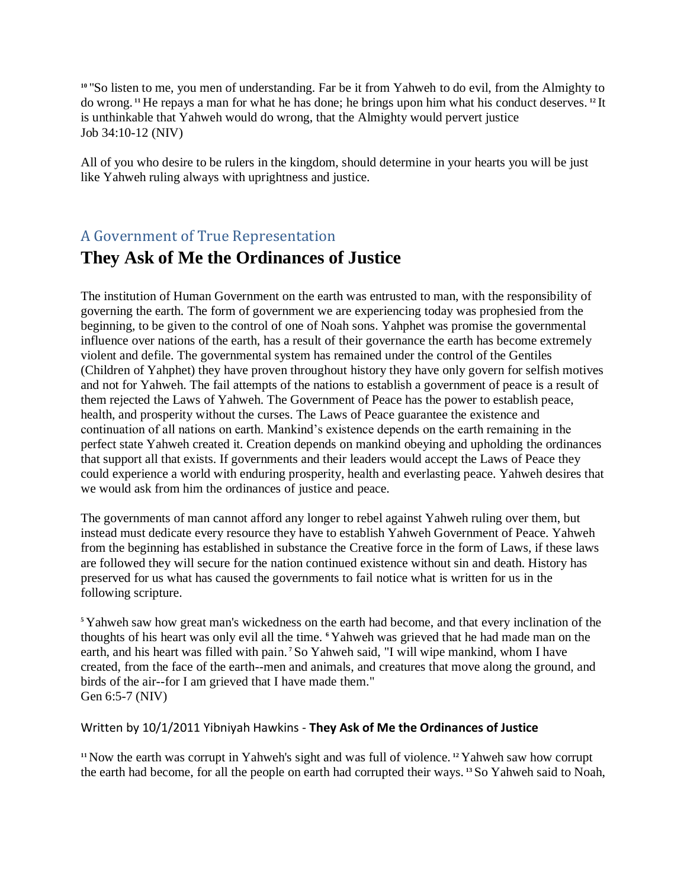[10] "So listen to me, you men of understanding. Far be it from Yahweh to do evil, from the Almighty to do wrong. [11] He repays a man for what he has done; he brings upon him what his conduct deserves. [12] It is unthinkable that Yahweh would do wrong, that the Almighty would pervert justice
Job 34:10-12 (NIV)

All of you who desire to be rulers in the kingdom, should determine in your hearts you will be just like Yahweh ruling always with uprightness and justice.

## A Government of True Representation

# They Ask of Me the Ordinances of Justice

The institution of Human Government on the earth was entrusted to man, with the responsibility of governing the earth. The form of government we are experiencing today was prophesied from the beginning, to be given to the control of one of Noah sons. Yahphet was promise the governmental influence over nations of the earth, has a result of their governance the earth has become extremely violent and defile. The governmental system has remained under the control of the Gentiles (Children of Yahphet) they have proven throughout history they have only govern for selfish motives and not for Yahweh. The fail attempts of the nations to establish a government of peace is a result of them rejected the Laws of Yahweh. The Government of Peace has the power to establish peace, health, and prosperity without the curses. The Laws of Peace guarantee the existence and continuation of all nations on earth. Mankind's existence depends on the earth remaining in the perfect state Yahweh created it. Creation depends on mankind obeying and upholding the ordinances that support all that exists. If governments and their leaders would accept the Laws of Peace they could experience a world with enduring prosperity, health and everlasting peace. Yahweh desires that we would ask from him the ordinances of justice and peace.

The governments of man cannot afford any longer to rebel against Yahweh ruling over them, but instead must dedicate every resource they have to establish Yahweh Government of Peace. Yahweh from the beginning has established in substance the Creative force in the form of Laws, if these laws are followed they will secure for the nation continued existence without sin and death. History has preserved for us what has caused the governments to fail notice what is written for us in the following scripture.

[5] Yahweh saw how great man's wickedness on the earth had become, and that every inclination of the thoughts of his heart was only evil all the time. [6] Yahweh was grieved that he had made man on the earth, and his heart was filled with pain. [7] So Yahweh said, "I will wipe mankind, whom I have created, from the face of the earth--men and animals, and creatures that move along the ground, and birds of the air--for I am grieved that I have made them."
Gen 6:5-7 (NIV)

[11] Now the earth was corrupt in Yahweh's sight and was full of violence. [12] Yahweh saw how corrupt the earth had become, for all the people on earth had corrupted their ways. [13] So Yahweh said to Noah,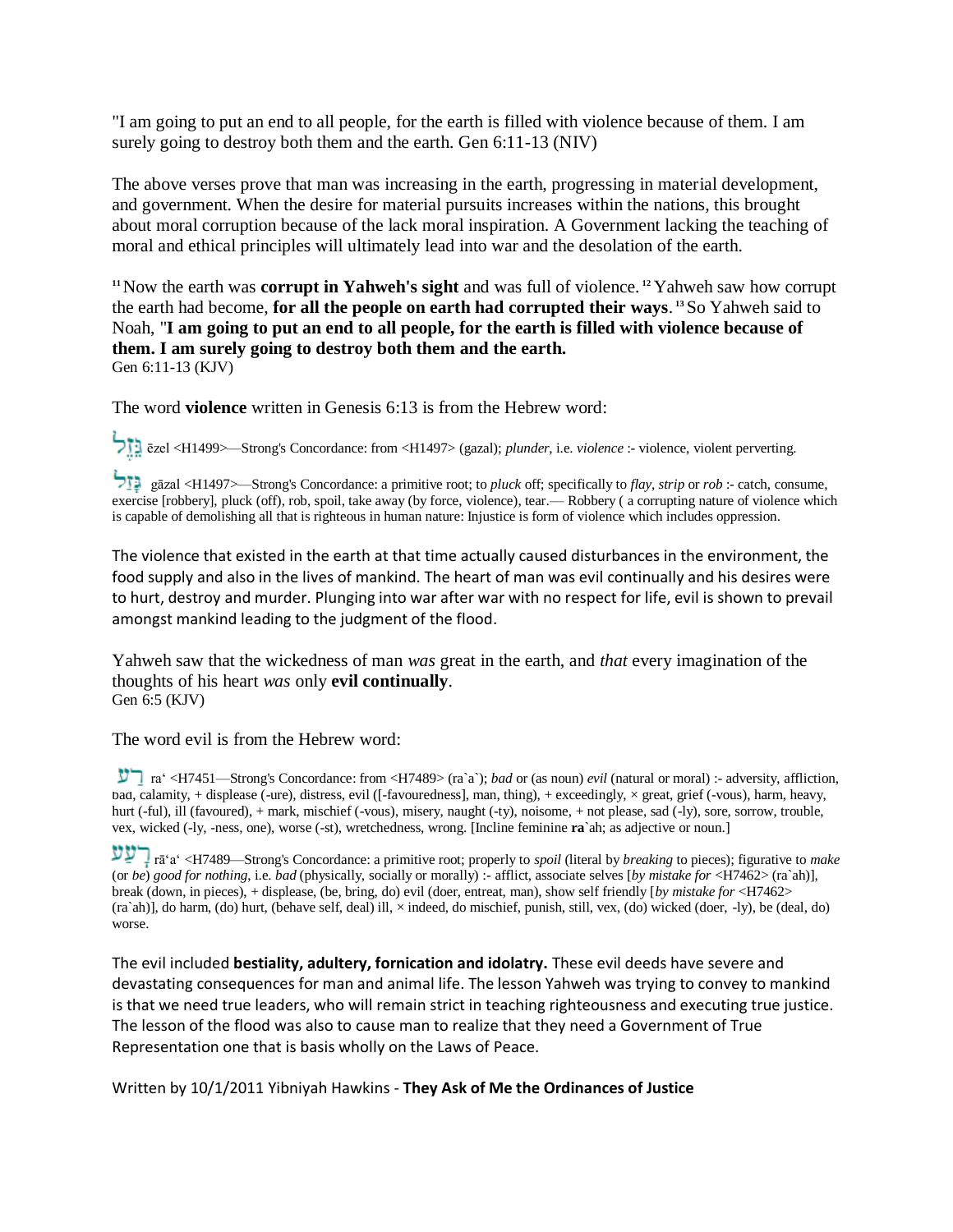"I am going to put an end to all people, for the earth is filled with violence because of them. I am surely going to destroy both them and the earth. Gen 6:11-13 (NIV)

The above verses prove that man was increasing in the earth, progressing in material development, and government. When the desire for material pursuits increases within the nations, this brought about moral corruption because of the lack moral inspiration. A Government lacking the teaching of moral and ethical principles will ultimately lead into war and the desolation of the earth.

[11] Now the earth was **corrupt in Yahweh's sight** and was full of violence. [12] Yahweh saw how corrupt the earth had become, **for all the people on earth had corrupted their ways**. [13] So Yahweh said to Noah, "**I am going to put an end to all people, for the earth is filled with violence because of them. I am surely going to destroy both them and the earth.**
Gen 6:11-13 (KJV)

The word **violence** written in Genesis 6:13 is from the Hebrew word:

גָּזֵל ēzel <H1499>—Strong's Concordance: from <H1497> (gazal); *plunder*, i.e. *violence* :- violence, violent perverting.

גָּזַל gāzal <H1497>—Strong's Concordance: a primitive root; to *pluck* off; specifically to *flay*, *strip* or *rob* :- catch, consume, exercise [robbery], pluck (off), rob, spoil, take away (by force, violence), tear.— Robbery ( a corrupting nature of violence which is capable of demolishing all that is righteous in human nature: Injustice is form of violence which includes oppression.

The violence that existed in the earth at that time actually caused disturbances in the environment, the food supply and also in the lives of mankind. The heart of man was evil continually and his desires were to hurt, destroy and murder. Plunging into war after war with no respect for life, evil is shown to prevail amongst mankind leading to the judgment of the flood.

Yahweh saw that the wickedness of man *was* great in the earth, and *that* every imagination of the thoughts of his heart *was* only **evil continually**.
Gen 6:5 (KJV)

The word evil is from the Hebrew word:

רַע raʻ <H7451—Strong's Concordance: from <H7489> (ra`a`); *bad* or (as noun) *evil* (natural or moral) :- adversity, affliction, bad, calamity, + displease (-ure), distress, evil ([-favouredness], man, thing), + exceedingly, × great, grief (-vous), harm, heavy, hurt (-ful), ill (favoured), + mark, mischief (-vous), misery, naught (-ty), noisome, + not please, sad (-ly), sore, sorrow, trouble, vex, wicked (-ly, -ness, one), worse (-st), wretchedness, wrong. [Incline feminine **ra**`ah; as adjective or noun.]

רָעַע rāʻaʻ <H7489—Strong's Concordance: a primitive root; properly to *spoil* (literal by *breaking* to pieces); figurative to *make* (or *be*) *good for nothing*, i.e. *bad* (physically, socially or morally) :- afflict, associate selves [*by mistake for* <H7462> (ra`ah)], break (down, in pieces), + displease, (be, bring, do) evil (doer, entreat, man), show self friendly [*by mistake for* <H7462> (ra`ah)], do harm, (do) hurt, (behave self, deal) ill, × indeed, do mischief, punish, still, vex, (do) wicked (doer, -ly), be (deal, do) worse.

The evil included **bestiality, adultery, fornication and idolatry.** These evil deeds have severe and devastating consequences for man and animal life. The lesson Yahweh was trying to convey to mankind is that we need true leaders, who will remain strict in teaching righteousness and executing true justice. The lesson of the flood was also to cause man to realize that they need a Government of True Representation one that is basis wholly on the Laws of Peace.

Written by 10/1/2011 Yibniyah Hawkins - **They Ask of Me the Ordinances of Justice**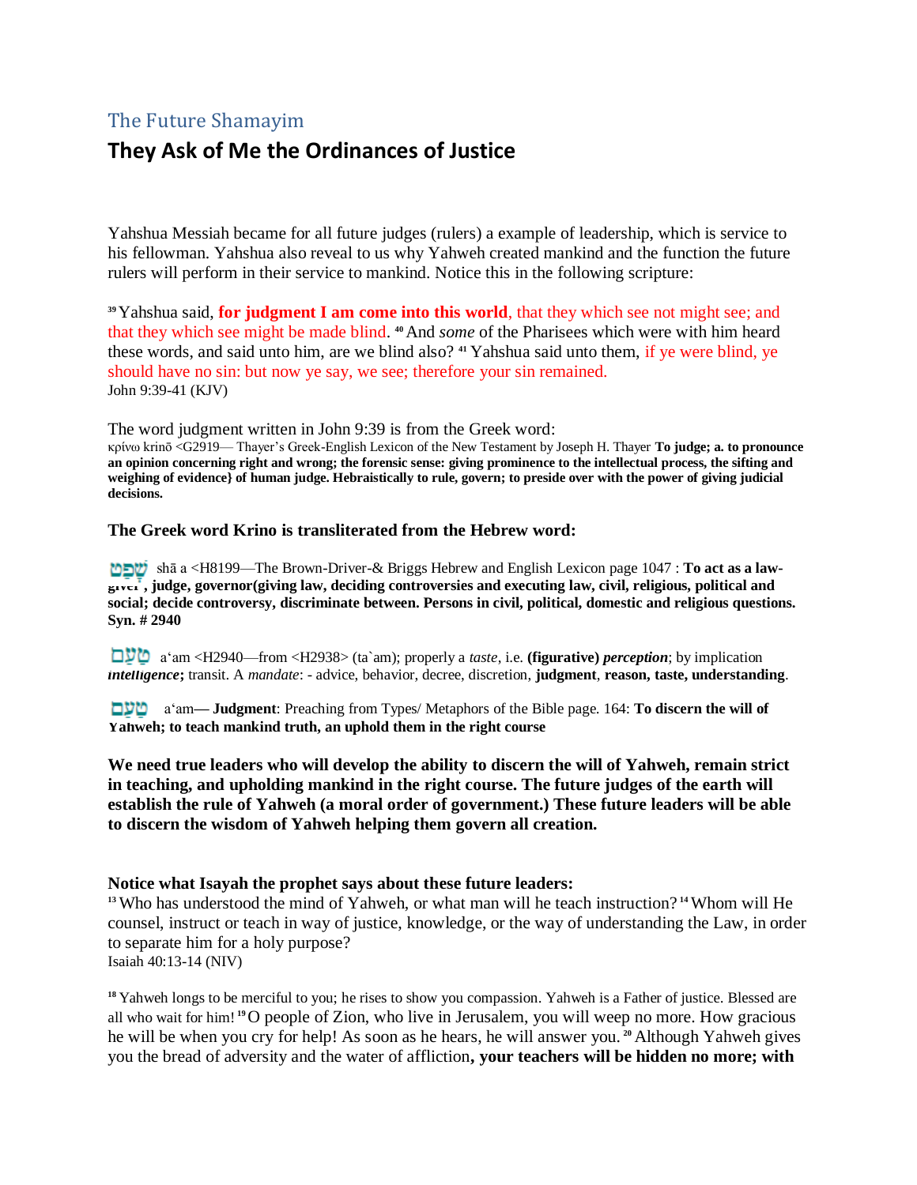## The Future Shamayim

# They Ask of Me the Ordinances of Justice

Yahshua Messiah became for all future judges (rulers) a example of leadership, which is service to his fellowman. Yahshua also reveal to us why Yahweh created mankind and the function the future rulers will perform in their service to mankind. Notice this in the following scripture:

[39] Yahshua said, **for judgment I am come into this world**, that they which see not might see; and that they which see might be made blind. [40] And *some* of the Pharisees which were with him heard these words, and said unto him, are we blind also? [41] Yahshua said unto them, if ye were blind, ye should have no sin: but now ye say, we see; therefore your sin remained.
John 9:39-41 (KJV)

The word judgment written in John 9:39 is from the Greek word:
κρίνω krinō <G2919— Thayer's Greek-English Lexicon of the New Testament by Joseph H. Thayer **To judge; a. to pronounce an opinion concerning right and wrong; the forensic sense: giving prominence to the intellectual process, the sifting and weighing of evidence} of human judge. Hebraistically to rule, govern; to preside over with the power of giving judicial decisions.**

**The Greek word Krino is transliterated from the Hebrew word:**

שָׁפַט shā a <H8199—The Brown-Driver-& Briggs Hebrew and English Lexicon page 1047 : **To act as a law-giver, judge, governor(giving law, deciding controversies and executing law, civil, religious, political and social; decide controversy, discriminate between. Persons in civil, political, domestic and religious questions. Syn. # 2940**

טַעַם a'am <H2940—from <H2938> (ta`am); properly a *taste*, i.e. **(figurative)** ***perception***; by implication ***intelligence*;** transit. A *mandate*: - advice, behavior, decree, discretion, **judgment**, **reason, taste, understanding**.

טַעַם a'am— **Judgment**: Preaching from Types/ Metaphors of the Bible page. 164: **To discern the will of Yahweh; to teach mankind truth, an uphold them in the right course**

**We need true leaders who will develop the ability to discern the will of Yahweh, remain strict in teaching, and upholding mankind in the right course. The future judges of the earth will establish the rule of Yahweh (a moral order of government.) These future leaders will be able to discern the wisdom of Yahweh helping them govern all creation.**

**Notice what Isayah the prophet says about these future leaders:**
[13] Who has understood the mind of Yahweh, or what man will he teach instruction? [14] Whom will He counsel, instruct or teach in way of justice, knowledge, or the way of understanding the Law, in order to separate him for a holy purpose?
Isaiah 40:13-14 (NIV)

[18] Yahweh longs to be merciful to you; he rises to show you compassion. Yahweh is a Father of justice. Blessed are all who wait for him! [19] O people of Zion, who live in Jerusalem, you will weep no more. How gracious he will be when you cry for help! As soon as he hears, he will answer you. [20] Although Yahweh gives you the bread of adversity and the water of affliction**, your teachers will be hidden no more; with**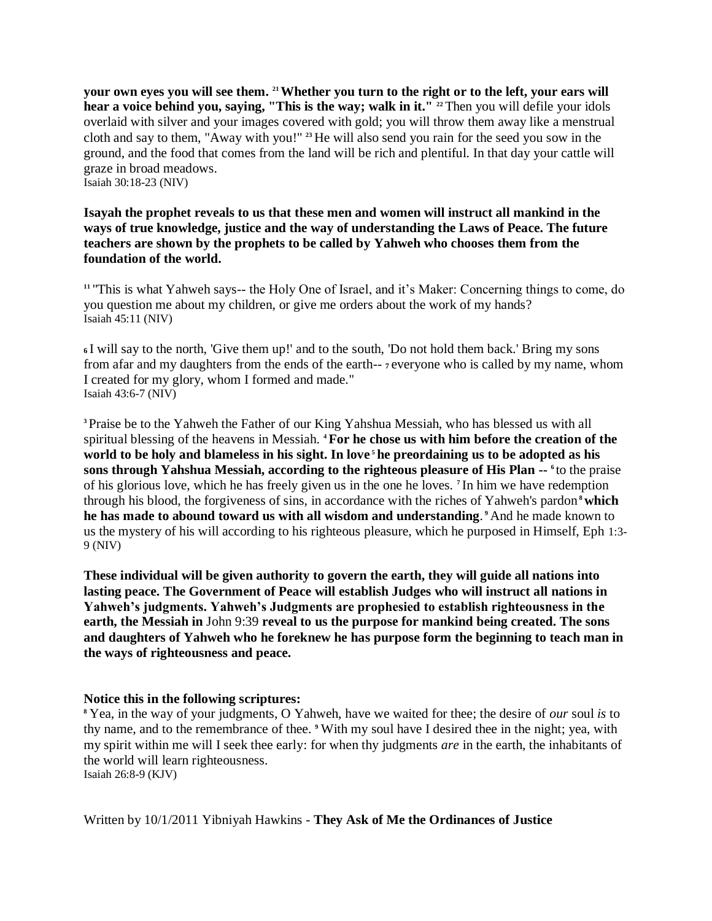**your own eyes you will see them.** [21] **Whether you turn to the right or to the left, your ears will hear a voice behind you, saying, "This is the way; walk in it."** [22] Then you will defile your idols overlaid with silver and your images covered with gold; you will throw them away like a menstrual cloth and say to them, "Away with you!" [23] He will also send you rain for the seed you sow in the ground, and the food that comes from the land will be rich and plentiful. In that day your cattle will graze in broad meadows.
Isaiah 30:18-23 (NIV)

**Isayah the prophet reveals to us that these men and women will instruct all mankind in the ways of true knowledge, justice and the way of understanding the Laws of Peace. The future teachers are shown by the prophets to be called by Yahweh who chooses them from the foundation of the world.**

[11] "This is what Yahweh says-- the Holy One of Israel, and it's Maker: Concerning things to come, do you question me about my children, or give me orders about the work of my hands?
Isaiah 45:11 (NIV)

[6] I will say to the north, 'Give them up!' and to the south, 'Do not hold them back.' Bring my sons from afar and my daughters from the ends of the earth-- [7] everyone who is called by my name, whom I created for my glory, whom I formed and made."
Isaiah 43:6-7 (NIV)

[3] Praise be to the Yahweh the Father of our King Yahshua Messiah, who has blessed us with all spiritual blessing of the heavens in Messiah. [4] **For he chose us with him before the creation of the world to be holy and blameless in his sight. In love** [5] **he preordaining us to be adopted as his sons through Yahshua Messiah, according to the righteous pleasure of His Plan --** [6] to the praise of his glorious love, which he has freely given us in the one he loves. [7] In him we have redemption through his blood, the forgiveness of sins, in accordance with the riches of Yahweh's pardon [8] **which he has made to abound toward us with all wisdom and understanding**. [9] And he made known to us the mystery of his will according to his righteous pleasure, which he purposed in Himself, Eph 1:3-9 (NIV)

**These individual will be given authority to govern the earth, they will guide all nations into lasting peace. The Government of Peace will establish Judges who will instruct all nations in Yahweh's judgments. Yahweh's Judgments are prophesied to establish righteousness in the earth, the Messiah in** John 9:39 **reveal to us the purpose for mankind being created. The sons and daughters of Yahweh who he foreknew he has purpose form the beginning to teach man in the ways of righteousness and peace.**

**Notice this in the following scriptures:**

[8] Yea, in the way of your judgments, O Yahweh, have we waited for thee; the desire of *our* soul *is* to thy name, and to the remembrance of thee. [9] With my soul have I desired thee in the night; yea, with my spirit within me will I seek thee early: for when thy judgments *are* in the earth, the inhabitants of the world will learn righteousness.
Isaiah 26:8-9 (KJV)

Written by 10/1/2011 Yibniyah Hawkins - **They Ask of Me the Ordinances of Justice**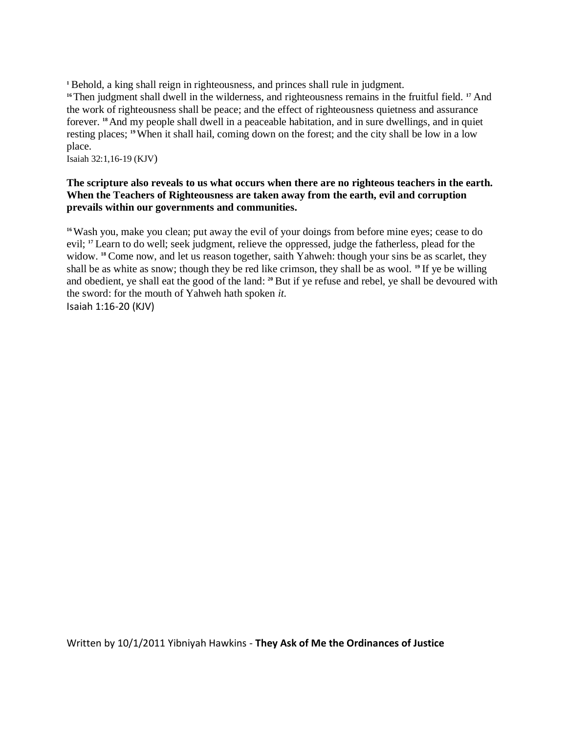[1] Behold, a king shall reign in righteousness, and princes shall rule in judgment.
[16] Then judgment shall dwell in the wilderness, and righteousness remains in the fruitful field. [17] And the work of righteousness shall be peace; and the effect of righteousness quietness and assurance forever. [18] And my people shall dwell in a peaceable habitation, and in sure dwellings, and in quiet resting places; [19] When it shall hail, coming down on the forest; and the city shall be low in a low place.
Isaiah 32:1,16-19 (KJV)

**The scripture also reveals to us what occurs when there are no righteous teachers in the earth. When the Teachers of Righteousness are taken away from the earth, evil and corruption prevails within our governments and communities.**

[16] Wash you, make you clean; put away the evil of your doings from before mine eyes; cease to do evil; [17] Learn to do well; seek judgment, relieve the oppressed, judge the fatherless, plead for the widow. [18] Come now, and let us reason together, saith Yahweh: though your sins be as scarlet, they shall be as white as snow; though they be red like crimson, they shall be as wool. [19] If ye be willing and obedient, ye shall eat the good of the land: [20] But if ye refuse and rebel, ye shall be devoured with the sword: for the mouth of Yahweh hath spoken *it*.
Isaiah 1:16-20 (KJV)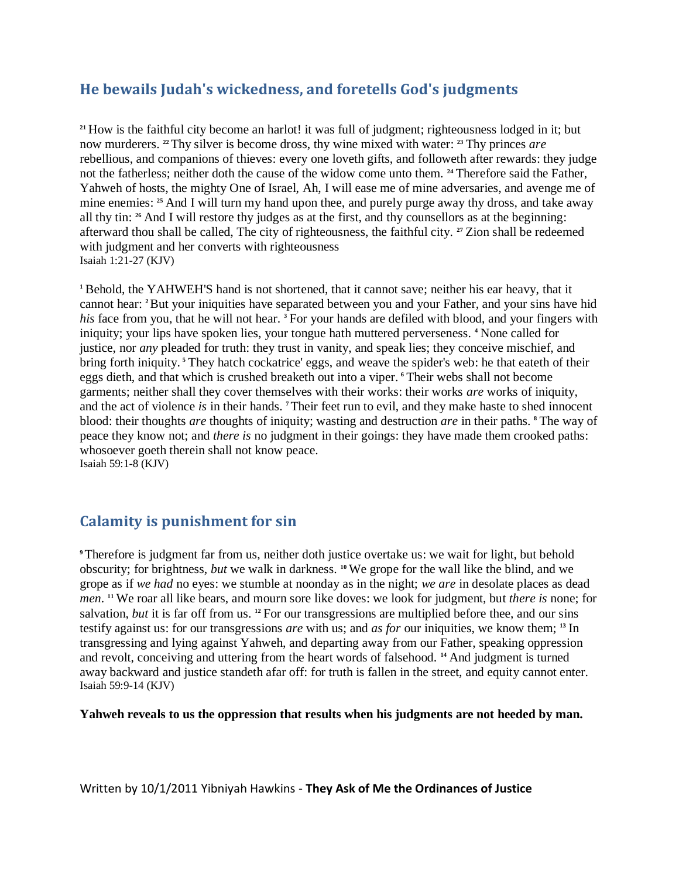## He bewails Judah's wickedness, and foretells God's judgments

[21] How is the faithful city become an harlot! it was full of judgment; righteousness lodged in it; but now murderers. [22] Thy silver is become dross, thy wine mixed with water: [23] Thy princes *are* rebellious, and companions of thieves: every one loveth gifts, and followeth after rewards: they judge not the fatherless; neither doth the cause of the widow come unto them. [24] Therefore said the Father, Yahweh of hosts, the mighty One of Israel, Ah, I will ease me of mine adversaries, and avenge me of mine enemies: [25] And I will turn my hand upon thee, and purely purge away thy dross, and take away all thy tin: [26] And I will restore thy judges as at the first, and thy counsellors as at the beginning: afterward thou shall be called, The city of righteousness, the faithful city. [27] Zion shall be redeemed with judgment and her converts with righteousness
Isaiah 1:21-27 (KJV)

[1] Behold, the YAHWEH'S hand is not shortened, that it cannot save; neither his ear heavy, that it cannot hear: [2] But your iniquities have separated between you and your Father, and your sins have hid *his* face from you, that he will not hear. [3] For your hands are defiled with blood, and your fingers with iniquity; your lips have spoken lies, your tongue hath muttered perverseness. [4] None called for justice, nor *any* pleaded for truth: they trust in vanity, and speak lies; they conceive mischief, and bring forth iniquity. [5] They hatch cockatrice' eggs, and weave the spider's web: he that eateth of their eggs dieth, and that which is crushed breaketh out into a viper. [6] Their webs shall not become garments; neither shall they cover themselves with their works: their works *are* works of iniquity, and the act of violence *is* in their hands. [7] Their feet run to evil, and they make haste to shed innocent blood: their thoughts *are* thoughts of iniquity; wasting and destruction *are* in their paths. [8] The way of peace they know not; and *there is* no judgment in their goings: they have made them crooked paths: whosoever goeth therein shall not know peace.
Isaiah 59:1-8 (KJV)

## Calamity is punishment for sin

[9] Therefore is judgment far from us, neither doth justice overtake us: we wait for light, but behold obscurity; for brightness, *but* we walk in darkness. [10] We grope for the wall like the blind, and we grope as if *we had* no eyes: we stumble at noonday as in the night; *we are* in desolate places as dead *men*. [11] We roar all like bears, and mourn sore like doves: we look for judgment, but *there is* none; for salvation, *but* it is far off from us. [12] For our transgressions are multiplied before thee, and our sins testify against us: for our transgressions *are* with us; and *as for* our iniquities, we know them; [13] In transgressing and lying against Yahweh, and departing away from our Father, speaking oppression and revolt, conceiving and uttering from the heart words of falsehood. [14] And judgment is turned away backward and justice standeth afar off: for truth is fallen in the street, and equity cannot enter.
Isaiah 59:9-14 (KJV)

**Yahweh reveals to us the oppression that results when his judgments are not heeded by man.**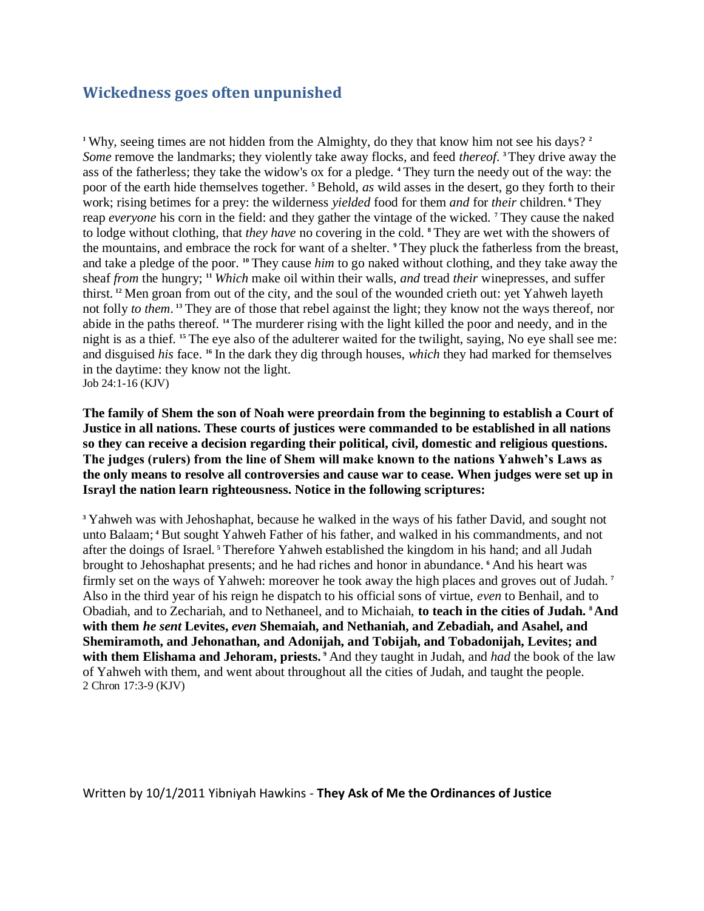## Wickedness goes often unpunished

[1] Why, seeing times are not hidden from the Almighty, do they that know him not see his days? [2] *Some* remove the landmarks; they violently take away flocks, and feed *thereof*. [3] They drive away the ass of the fatherless; they take the widow's ox for a pledge. [4] They turn the needy out of the way: the poor of the earth hide themselves together. [5] Behold, *as* wild asses in the desert, go they forth to their work; rising betimes for a prey: the wilderness *yielded* food for them *and* for *their* children. [6] They reap *everyone* his corn in the field: and they gather the vintage of the wicked. [7] They cause the naked to lodge without clothing, that *they have* no covering in the cold. [8] They are wet with the showers of the mountains, and embrace the rock for want of a shelter. [9] They pluck the fatherless from the breast, and take a pledge of the poor. [10] They cause *him* to go naked without clothing, and they take away the sheaf *from* the hungry; [11] *Which* make oil within their walls, *and* tread *their* winepresses, and suffer thirst. [12] Men groan from out of the city, and the soul of the wounded crieth out: yet Yahweh layeth not folly *to them*. [13] They are of those that rebel against the light; they know not the ways thereof, nor abide in the paths thereof. [14] The murderer rising with the light killed the poor and needy, and in the night is as a thief. [15] The eye also of the adulterer waited for the twilight, saying, No eye shall see me: and disguised *his* face. [16] In the dark they dig through houses, *which* they had marked for themselves in the daytime: they know not the light.
Job 24:1-16 (KJV)

**The family of Shem the son of Noah were preordain from the beginning to establish a Court of Justice in all nations. These courts of justices were commanded to be established in all nations so they can receive a decision regarding their political, civil, domestic and religious questions. The judges (rulers) from the line of Shem will make known to the nations Yahweh's Laws as the only means to resolve all controversies and cause war to cease. When judges were set up in Israyl the nation learn righteousness. Notice in the following scriptures:**

[3] Yahweh was with Jehoshaphat, because he walked in the ways of his father David, and sought not unto Balaam; [4] But sought Yahweh Father of his father, and walked in his commandments, and not after the doings of Israel. [5] Therefore Yahweh established the kingdom in his hand; and all Judah brought to Jehoshaphat presents; and he had riches and honor in abundance. [6] And his heart was firmly set on the ways of Yahweh: moreover he took away the high places and groves out of Judah. [7] Also in the third year of his reign he dispatch to his official sons of virtue, *even* to Benhail, and to Obadiah, and to Zechariah, and to Nethaneel, and to Michaiah, **to teach in the cities of Judah. [8] And with them *he sent* Levites, *even* Shemaiah, and Nethaniah, and Zebadiah, and Asahel, and Shemiramoth, and Jehonathan, and Adonijah, and Tobijah, and Tobadonijah, Levites; and with them Elishama and Jehoram, priests.** [9] And they taught in Judah, and *had* the book of the law of Yahweh with them, and went about throughout all the cities of Judah, and taught the people.
2 Chron 17:3-9 (KJV)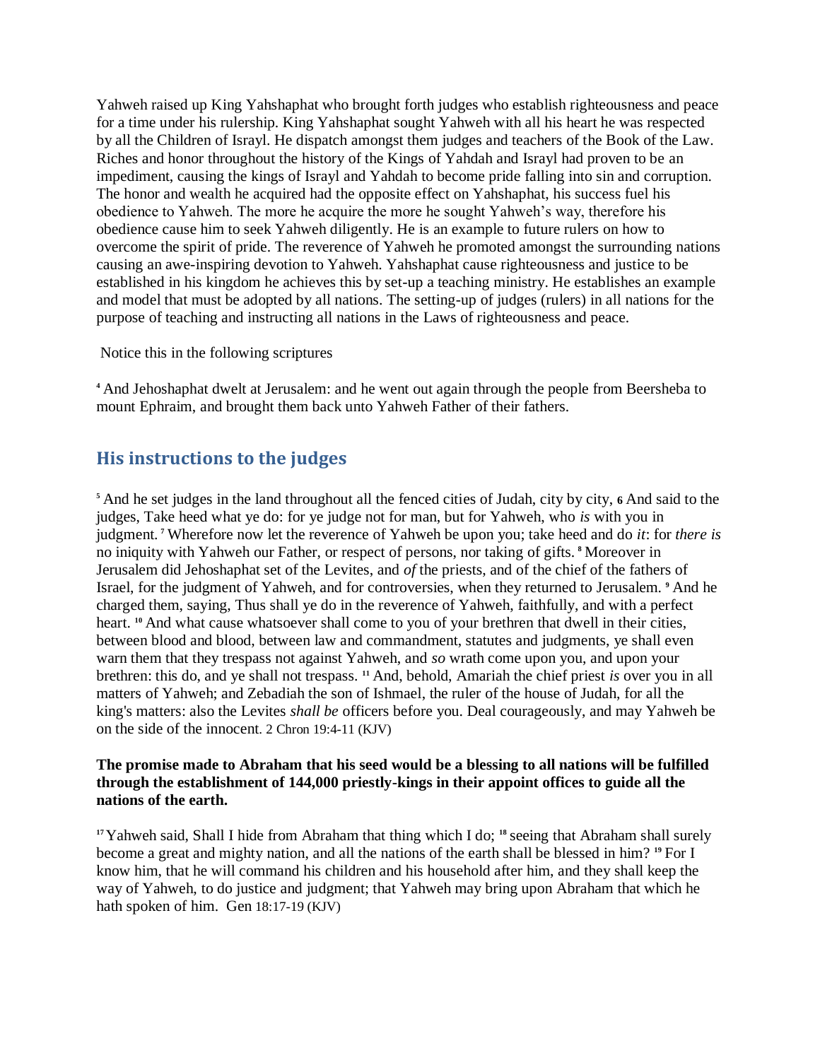Yahweh raised up King Yahshaphat who brought forth judges who establish righteousness and peace for a time under his rulership. King Yahshaphat sought Yahweh with all his heart he was respected by all the Children of Israyl. He dispatch amongst them judges and teachers of the Book of the Law. Riches and honor throughout the history of the Kings of Yahdah and Israyl had proven to be an impediment, causing the kings of Israyl and Yahdah to become pride falling into sin and corruption. The honor and wealth he acquired had the opposite effect on Yahshaphat, his success fuel his obedience to Yahweh. The more he acquire the more he sought Yahweh's way, therefore his obedience cause him to seek Yahweh diligently. He is an example to future rulers on how to overcome the spirit of pride. The reverence of Yahweh he promoted amongst the surrounding nations causing an awe-inspiring devotion to Yahweh. Yahshaphat cause righteousness and justice to be established in his kingdom he achieves this by set-up a teaching ministry. He establishes an example and model that must be adopted by all nations. The setting-up of judges (rulers) in all nations for the purpose of teaching and instructing all nations in the Laws of righteousness and peace.

Notice this in the following scriptures

[4] And Jehoshaphat dwelt at Jerusalem: and he went out again through the people from Beersheba to mount Ephraim, and brought them back unto Yahweh Father of their fathers.

## His instructions to the judges

[5] And he set judges in the land throughout all the fenced cities of Judah, city by city, **6** And said to the judges, Take heed what ye do: for ye judge not for man, but for Yahweh, who *is* with you in judgment. [7] Wherefore now let the reverence of Yahweh be upon you; take heed and do *it*: for *there is* no iniquity with Yahweh our Father, or respect of persons, nor taking of gifts. [8] Moreover in Jerusalem did Jehoshaphat set of the Levites, and *of* the priests, and of the chief of the fathers of Israel, for the judgment of Yahweh, and for controversies, when they returned to Jerusalem. [9] And he charged them, saying, Thus shall ye do in the reverence of Yahweh, faithfully, and with a perfect heart. [10] And what cause whatsoever shall come to you of your brethren that dwell in their cities, between blood and blood, between law and commandment, statutes and judgments, ye shall even warn them that they trespass not against Yahweh, and *so* wrath come upon you, and upon your brethren: this do, and ye shall not trespass. [11] And, behold, Amariah the chief priest *is* over you in all matters of Yahweh; and Zebadiah the son of Ishmael, the ruler of the house of Judah, for all the king's matters: also the Levites *shall be* officers before you. Deal courageously, and may Yahweh be on the side of the innocent. 2 Chron 19:4-11 (KJV)

**The promise made to Abraham that his seed would be a blessing to all nations will be fulfilled through the establishment of 144,000 priestly-kings in their appoint offices to guide all the nations of the earth.**

[17] Yahweh said, Shall I hide from Abraham that thing which I do; [18] seeing that Abraham shall surely become a great and mighty nation, and all the nations of the earth shall be blessed in him? [19] For I know him, that he will command his children and his household after him, and they shall keep the way of Yahweh, to do justice and judgment; that Yahweh may bring upon Abraham that which he hath spoken of him. Gen 18:17-19 (KJV)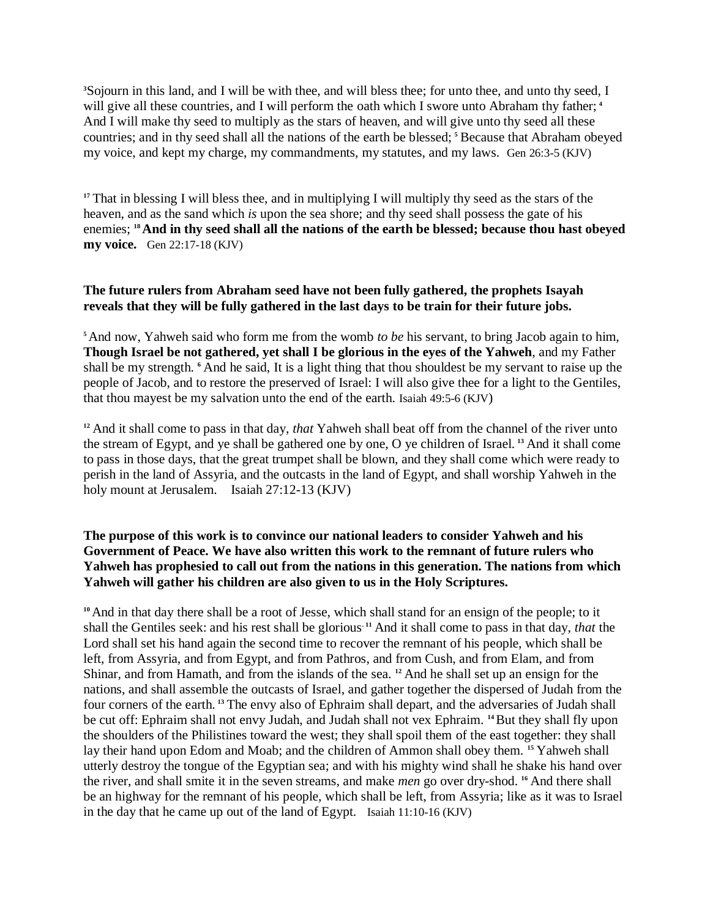[3]Sojourn in this land, and I will be with thee, and will bless thee; for unto thee, and unto thy seed, I will give all these countries, and I will perform the oath which I swore unto Abraham thy father; [4] And I will make thy seed to multiply as the stars of heaven, and will give unto thy seed all these countries; and in thy seed shall all the nations of the earth be blessed; [5] Because that Abraham obeyed my voice, and kept my charge, my commandments, my statutes, and my laws. Gen 26:3-5 (KJV)

[17] That in blessing I will bless thee, and in multiplying I will multiply thy seed as the stars of the heaven, and as the sand which *is* upon the sea shore; and thy seed shall possess the gate of his enemies; [18] **And in thy seed shall all the nations of the earth be blessed; because thou hast obeyed my voice.** Gen 22:17-18 (KJV)

**The future rulers from Abraham seed have not been fully gathered, the prophets Isayah reveals that they will be fully gathered in the last days to be train for their future jobs.**

[5] And now, Yahweh said who form me from the womb *to be* his servant, to bring Jacob again to him, **Though Israel be not gathered, yet shall I be glorious in the eyes of the Yahweh**, and my Father shall be my strength. [6] And he said, It is a light thing that thou shouldest be my servant to raise up the people of Jacob, and to restore the preserved of Israel: I will also give thee for a light to the Gentiles, that thou mayest be my salvation unto the end of the earth. Isaiah 49:5-6 (KJV)

[12] And it shall come to pass in that day, *that* Yahweh shall beat off from the channel of the river unto the stream of Egypt, and ye shall be gathered one by one, O ye children of Israel. [13] And it shall come to pass in those days, that the great trumpet shall be blown, and they shall come which were ready to perish in the land of Assyria, and the outcasts in the land of Egypt, and shall worship Yahweh in the holy mount at Jerusalem. Isaiah 27:12-13 (KJV)

**The purpose of this work is to convince our national leaders to consider Yahweh and his Government of Peace. We have also written this work to the remnant of future rulers who Yahweh has prophesied to call out from the nations in this generation. The nations from which Yahweh will gather his children are also given to us in the Holy Scriptures.**

[10] And in that day there shall be a root of Jesse, which shall stand for an ensign of the people; to it shall the Gentiles seek: and his rest shall be glorious. [11] And it shall come to pass in that day, *that* the Lord shall set his hand again the second time to recover the remnant of his people, which shall be left, from Assyria, and from Egypt, and from Pathros, and from Cush, and from Elam, and from Shinar, and from Hamath, and from the islands of the sea. [12] And he shall set up an ensign for the nations, and shall assemble the outcasts of Israel, and gather together the dispersed of Judah from the four corners of the earth. [13] The envy also of Ephraim shall depart, and the adversaries of Judah shall be cut off: Ephraim shall not envy Judah, and Judah shall not vex Ephraim. [14] But they shall fly upon the shoulders of the Philistines toward the west; they shall spoil them of the east together: they shall lay their hand upon Edom and Moab; and the children of Ammon shall obey them. [15] Yahweh shall utterly destroy the tongue of the Egyptian sea; and with his mighty wind shall he shake his hand over the river, and shall smite it in the seven streams, and make *men* go over dry-shod. [16] And there shall be an highway for the remnant of his people, which shall be left, from Assyria; like as it was to Israel in the day that he came up out of the land of Egypt. Isaiah 11:10-16 (KJV)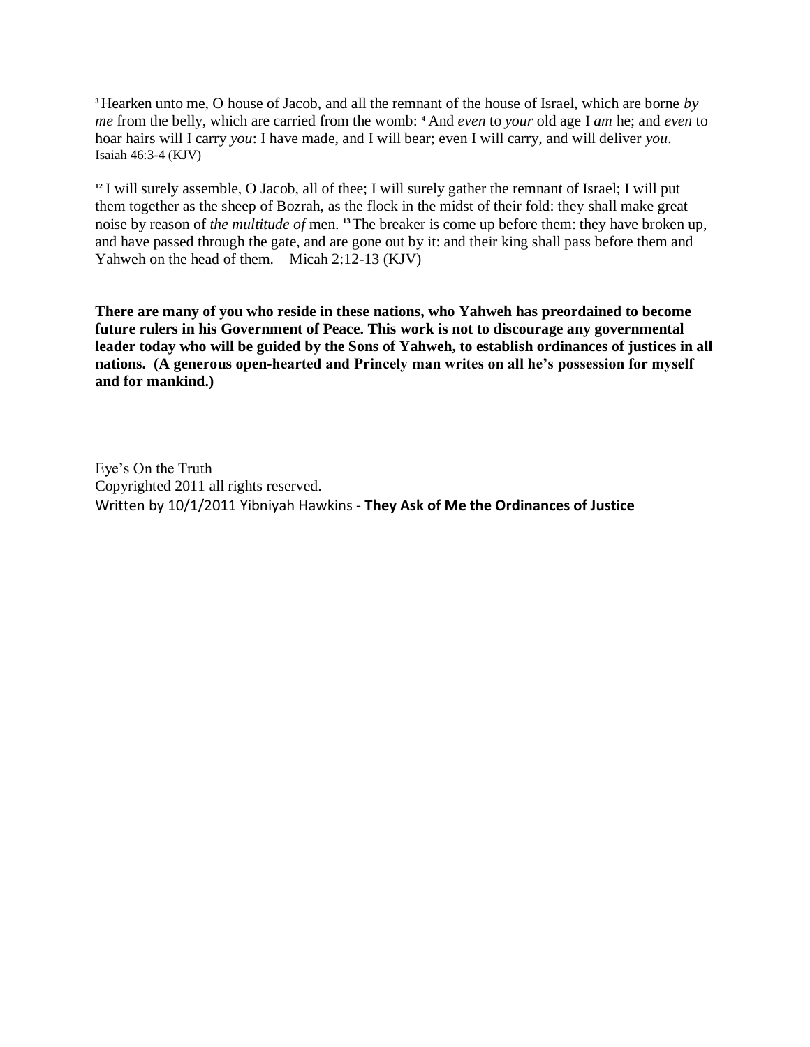[3] Hearken unto me, O house of Jacob, and all the remnant of the house of Israel, which are borne *by me* from the belly, which are carried from the womb: [4] And *even* to *your* old age I *am* he; and *even* to hoar hairs will I carry *you*: I have made, and I will bear; even I will carry, and will deliver *you*.
Isaiah 46:3-4 (KJV)

[12] I will surely assemble, O Jacob, all of thee; I will surely gather the remnant of Israel; I will put them together as the sheep of Bozrah, as the flock in the midst of their fold: they shall make great noise by reason of *the multitude of* men. [13] The breaker is come up before them: they have broken up, and have passed through the gate, and are gone out by it: and their king shall pass before them and Yahweh on the head of them. Micah 2:12-13 (KJV)

**There are many of you who reside in these nations, who Yahweh has preordained to become future rulers in his Government of Peace. This work is not to discourage any governmental leader today who will be guided by the Sons of Yahweh, to establish ordinances of justices in all nations. (A generous open-hearted and Princely man writes on all he's possession for myself and for mankind.)**

Eye's On the Truth
Copyrighted 2011 all rights reserved.
Written by 10/1/2011 Yibniyah Hawkins - **They Ask of Me the Ordinances of Justice**